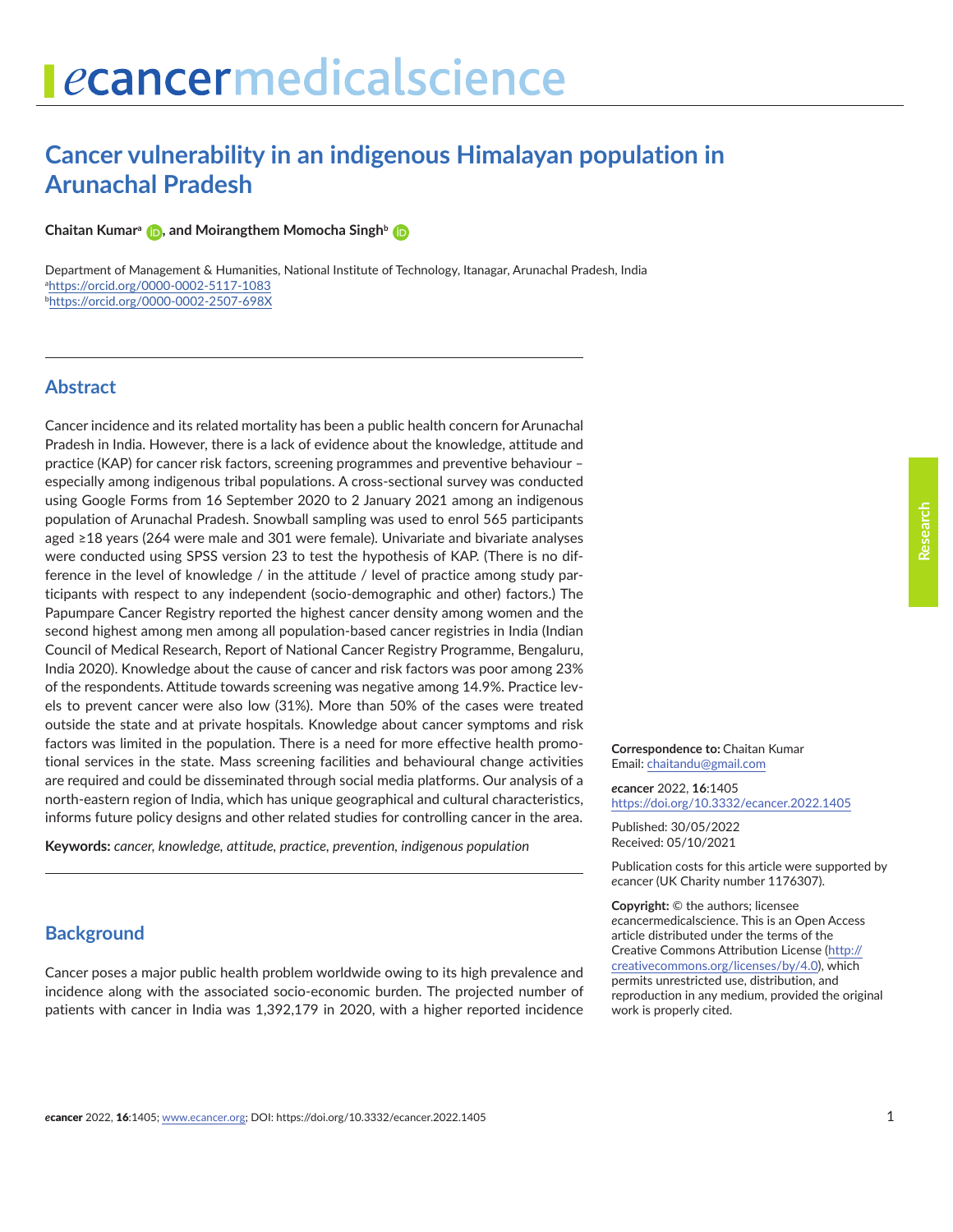# Cancer vulnerability in an indigenous Himalayan population in Arunachal Pradesh

**Chaitan Kumar[a], and Moirangthem Momocha Singh[b]**

Department of Management & Humanities, National Institute of Technology, Itanagar, Arunachal Pradesh, India
[a]https://orcid.org/0000-0002-5117-1083
[b]https://orcid.org/0000-0002-2507-698X

## Abstract

Cancer incidence and its related mortality has been a public health concern for Arunachal Pradesh in India. However, there is a lack of evidence about the knowledge, attitude and practice (KAP) for cancer risk factors, screening programmes and preventive behaviour – especially among indigenous tribal populations. A cross-sectional survey was conducted using Google Forms from 16 September 2020 to 2 January 2021 among an indigenous population of Arunachal Pradesh. Snowball sampling was used to enrol 565 participants aged ≥18 years (264 were male and 301 were female). Univariate and bivariate analyses were conducted using SPSS version 23 to test the hypothesis of KAP. (There is no difference in the level of knowledge / in the attitude / level of practice among study participants with respect to any independent (socio-demographic and other) factors.) The Papumpare Cancer Registry reported the highest cancer density among women and the second highest among men among all population-based cancer registries in India (Indian Council of Medical Research, Report of National Cancer Registry Programme, Bengaluru, India 2020). Knowledge about the cause of cancer and risk factors was poor among 23% of the respondents. Attitude towards screening was negative among 14.9%. Practice levels to prevent cancer were also low (31%). More than 50% of the cases were treated outside the state and at private hospitals. Knowledge about cancer symptoms and risk factors was limited in the population. There is a need for more effective health promotional services in the state. Mass screening facilities and behavioural change activities are required and could be disseminated through social media platforms. Our analysis of a north-eastern region of India, which has unique geographical and cultural characteristics, informs future policy designs and other related studies for controlling cancer in the area.

**Keywords:** *cancer, knowledge, attitude, practice, prevention, indigenous population*

**Correspondence to:** Chaitan Kumar
Email: chaitandu@gmail.com

*e*cancer 2022, **16**:1405
https://doi.org/10.3332/ecancer.2022.1405

Published: 30/05/2022
Received: 05/10/2021

Publication costs for this article were supported by *e*cancer (UK Charity number 1176307).

**Copyright:** © the authors; licensee *e*cancermedicalscience. This is an Open Access article distributed under the terms of the Creative Commons Attribution License (http://creativecommons.org/licenses/by/4.0), which permits unrestricted use, distribution, and reproduction in any medium, provided the original work is properly cited.

## Background

Cancer poses a major public health problem worldwide owing to its high prevalence and incidence along with the associated socio-economic burden. The projected number of patients with cancer in India was 1,392,179 in 2020, with a higher reported incidence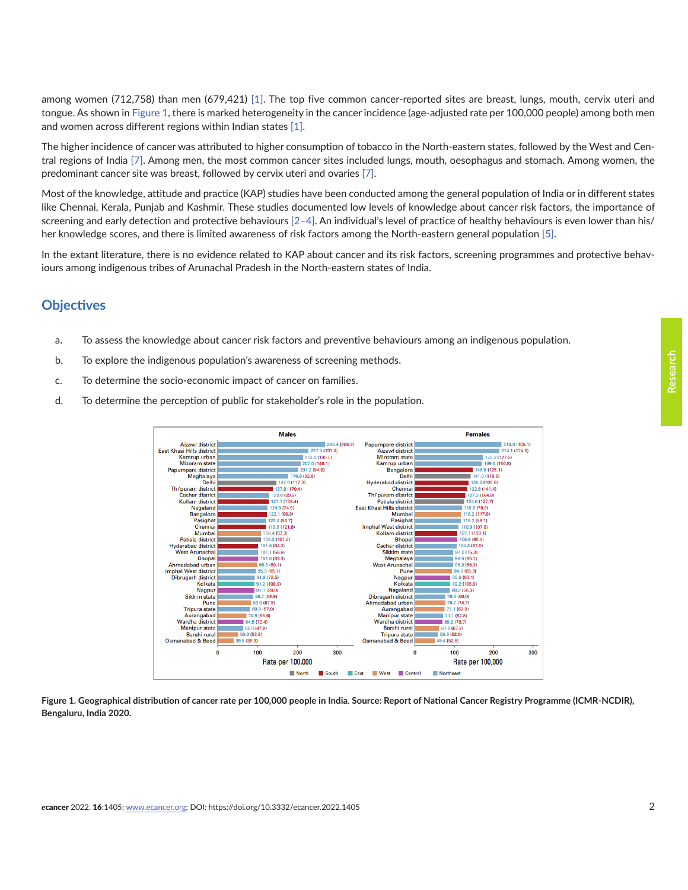among women (712,758) than men (679,421) [1]. The top five common cancer-reported sites are breast, lungs, mouth, cervix uteri and tongue. As shown in Figure 1, there is marked heterogeneity in the cancer incidence (age-adjusted rate per 100,000 people) among both men and women across different regions within Indian states [1].

The higher incidence of cancer was attributed to higher consumption of tobacco in the North-eastern states, followed by the West and Central regions of India [7]. Among men, the most common cancer sites included lungs, mouth, oesophagus and stomach. Among women, the predominant cancer site was breast, followed by cervix uteri and ovaries [7].

Most of the knowledge, attitude and practice (KAP) studies have been conducted among the general population of India or in different states like Chennai, Kerala, Punjab and Kashmir. These studies documented low levels of knowledge about cancer risk factors, the importance of screening and early detection and protective behaviours [2–4]. An individual's level of practice of healthy behaviours is even lower than his/her knowledge scores, and there is limited awareness of risk factors among the North-eastern general population [5].

In the extant literature, there is no evidence related to KAP about cancer and its risk factors, screening programmes and protective behaviours among indigenous tribes of Arunachal Pradesh in the North-eastern states of India.

## Objectives

a. To assess the knowledge about cancer risk factors and preventive behaviours among an indigenous population.

b. To explore the indigenous population's awareness of screening methods.

c. To determine the socio-economic impact of cancer on families.

d. To determine the perception of public for stakeholder's role in the population.

**Figure 1. Geographical distribution of cancer rate per 100,000 people in India. Source: Report of National Cancer Registry Programme (ICMR-NCDIR), Bengaluru, India 2020.**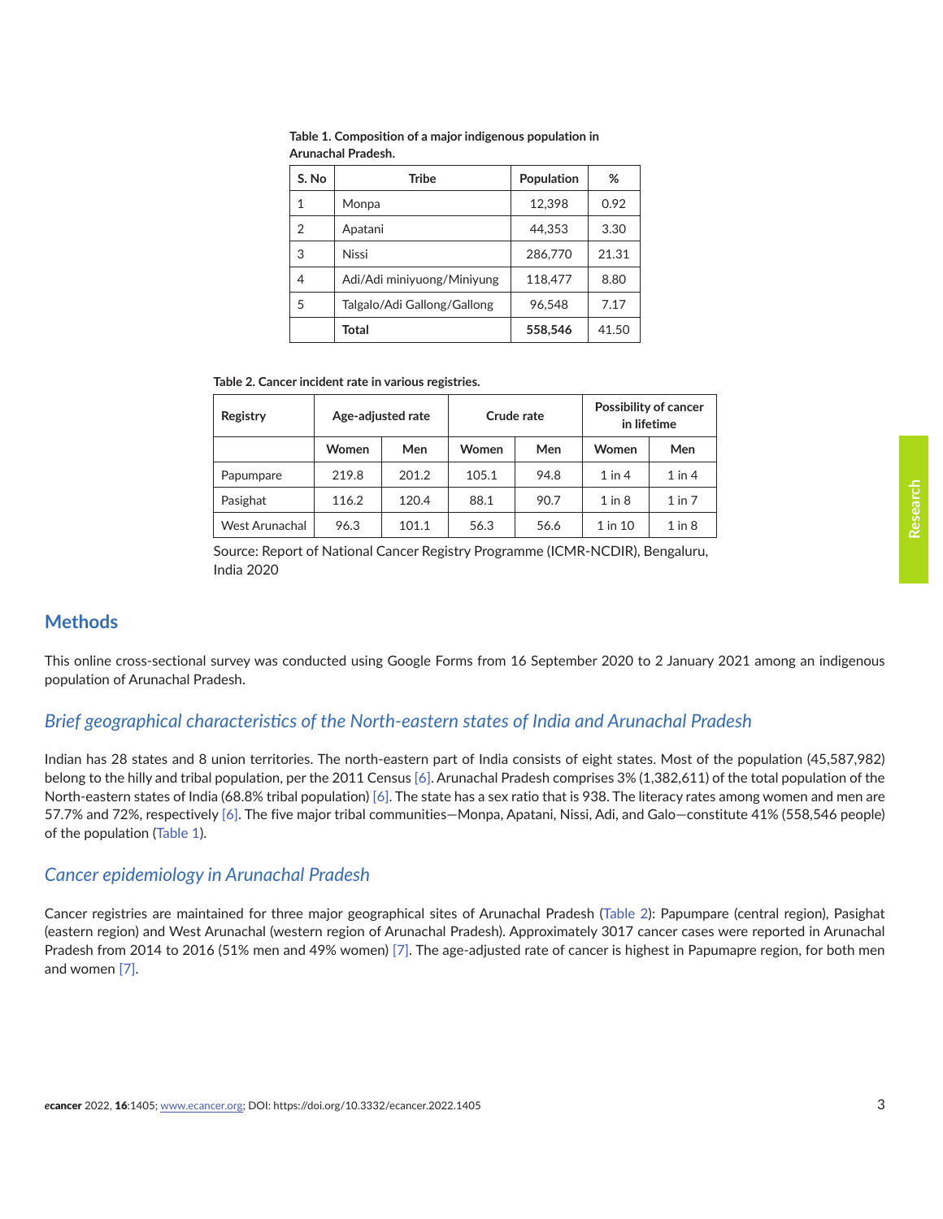**Table 1. Composition of a major indigenous population in Arunachal Pradesh.**

| S. No | Tribe | Population | % |
|---|---|---|---|
| 1 | Monpa | 12,398 | 0.92 |
| 2 | Apatani | 44,353 | 3.30 |
| 3 | Nissi | 286,770 | 21.31 |
| 4 | Adi/Adi miniyuong/Miniyung | 118,477 | 8.80 |
| 5 | Talgalo/Adi Gallong/Gallong | 96,548 | 7.17 |
|  | **Total** | **558,546** | 41.50 |

**Table 2. Cancer incident rate in various registries.**

| Registry | Age-adjusted rate | | Crude rate | | Possibility of cancer in lifetime | |
|---|---|---|---|---|---|---|
|  | Women | Men | Women | Men | Women | Men |
| Papumpare | 219.8 | 201.2 | 105.1 | 94.8 | 1 in 4 | 1 in 4 |
| Pasighat | 116.2 | 120.4 | 88.1 | 90.7 | 1 in 8 | 1 in 7 |
| West Arunachal | 96.3 | 101.1 | 56.3 | 56.6 | 1 in 10 | 1 in 8 |

Source: Report of National Cancer Registry Programme (ICMR-NCDIR), Bengaluru, India 2020

## Methods

This online cross-sectional survey was conducted using Google Forms from 16 September 2020 to 2 January 2021 among an indigenous population of Arunachal Pradesh.

### *Brief geographical characteristics of the North-eastern states of India and Arunachal Pradesh*

Indian has 28 states and 8 union territories. The north-eastern part of India consists of eight states. Most of the population (45,587,982) belong to the hilly and tribal population, per the 2011 Census [6]. Arunachal Pradesh comprises 3% (1,382,611) of the total population of the North-eastern states of India (68.8% tribal population) [6]. The state has a sex ratio that is 938. The literacy rates among women and men are 57.7% and 72%, respectively [6]. The five major tribal communities—Monpa, Apatani, Nissi, Adi, and Galo—constitute 41% (558,546 people) of the population (Table 1).

### *Cancer epidemiology in Arunachal Pradesh*

Cancer registries are maintained for three major geographical sites of Arunachal Pradesh (Table 2): Papumpare (central region), Pasighat (eastern region) and West Arunachal (western region of Arunachal Pradesh). Approximately 3017 cancer cases were reported in Arunachal Pradesh from 2014 to 2016 (51% men and 49% women) [7]. The age-adjusted rate of cancer is highest in Papumapre region, for both men and women [7].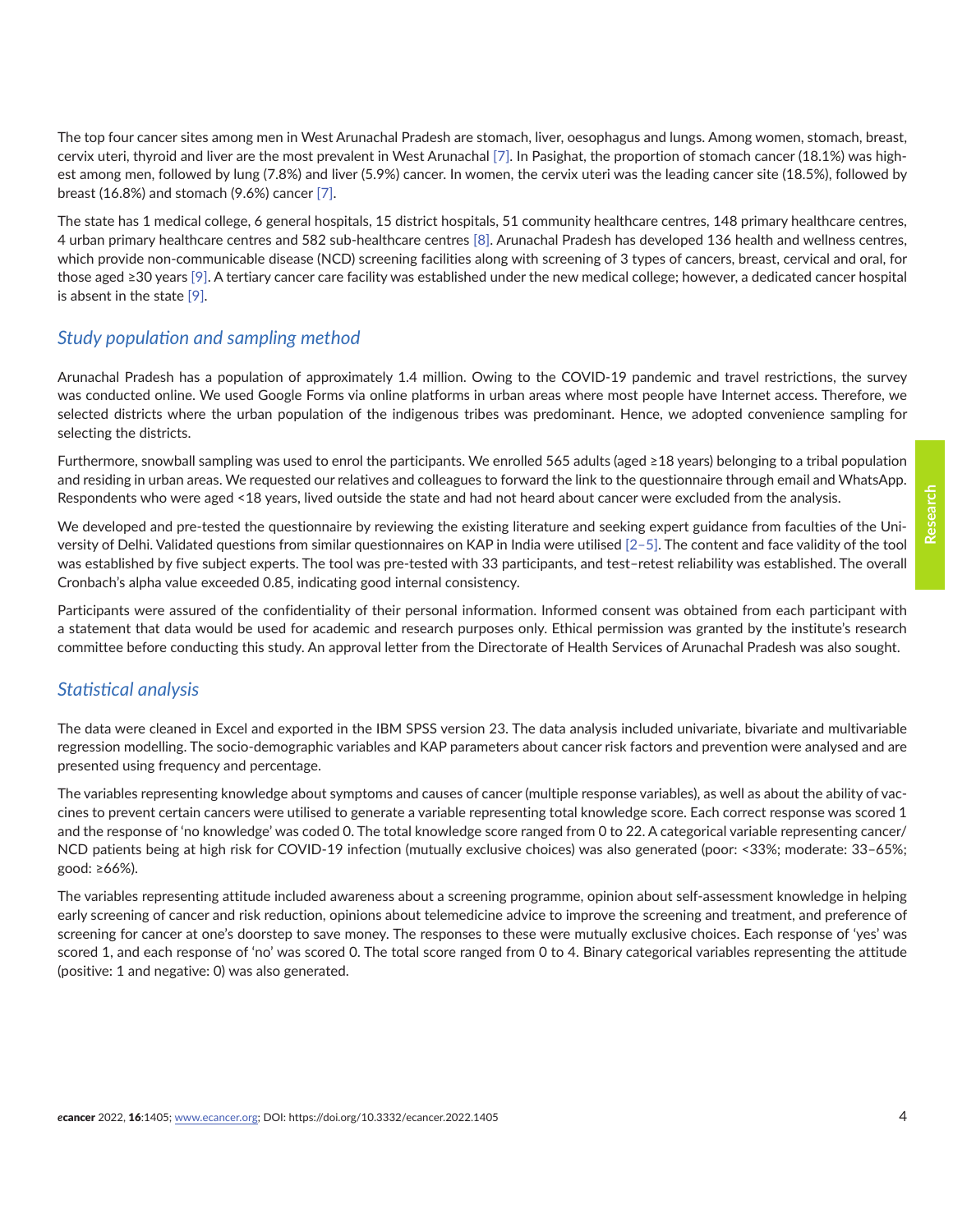The top four cancer sites among men in West Arunachal Pradesh are stomach, liver, oesophagus and lungs. Among women, stomach, breast, cervix uteri, thyroid and liver are the most prevalent in West Arunachal [7]. In Pasighat, the proportion of stomach cancer (18.1%) was highest among men, followed by lung (7.8%) and liver (5.9%) cancer. In women, the cervix uteri was the leading cancer site (18.5%), followed by breast (16.8%) and stomach (9.6%) cancer [7].

The state has 1 medical college, 6 general hospitals, 15 district hospitals, 51 community healthcare centres, 148 primary healthcare centres, 4 urban primary healthcare centres and 582 sub-healthcare centres [8]. Arunachal Pradesh has developed 136 health and wellness centres, which provide non-communicable disease (NCD) screening facilities along with screening of 3 types of cancers, breast, cervical and oral, for those aged ≥30 years [9]. A tertiary cancer care facility was established under the new medical college; however, a dedicated cancer hospital is absent in the state [9].

## *Study population and sampling method*

Arunachal Pradesh has a population of approximately 1.4 million. Owing to the COVID-19 pandemic and travel restrictions, the survey was conducted online. We used Google Forms via online platforms in urban areas where most people have Internet access. Therefore, we selected districts where the urban population of the indigenous tribes was predominant. Hence, we adopted convenience sampling for selecting the districts.

Furthermore, snowball sampling was used to enrol the participants. We enrolled 565 adults (aged ≥18 years) belonging to a tribal population and residing in urban areas. We requested our relatives and colleagues to forward the link to the questionnaire through email and WhatsApp. Respondents who were aged <18 years, lived outside the state and had not heard about cancer were excluded from the analysis.

We developed and pre-tested the questionnaire by reviewing the existing literature and seeking expert guidance from faculties of the University of Delhi. Validated questions from similar questionnaires on KAP in India were utilised [2–5]. The content and face validity of the tool was established by five subject experts. The tool was pre-tested with 33 participants, and test–retest reliability was established. The overall Cronbach's alpha value exceeded 0.85, indicating good internal consistency.

Participants were assured of the confidentiality of their personal information. Informed consent was obtained from each participant with a statement that data would be used for academic and research purposes only. Ethical permission was granted by the institute's research committee before conducting this study. An approval letter from the Directorate of Health Services of Arunachal Pradesh was also sought.

## *Statistical analysis*

The data were cleaned in Excel and exported in the IBM SPSS version 23. The data analysis included univariate, bivariate and multivariable regression modelling. The socio-demographic variables and KAP parameters about cancer risk factors and prevention were analysed and are presented using frequency and percentage.

The variables representing knowledge about symptoms and causes of cancer (multiple response variables), as well as about the ability of vaccines to prevent certain cancers were utilised to generate a variable representing total knowledge score. Each correct response was scored 1 and the response of 'no knowledge' was coded 0. The total knowledge score ranged from 0 to 22. A categorical variable representing cancer/NCD patients being at high risk for COVID-19 infection (mutually exclusive choices) was also generated (poor: <33%; moderate: 33–65%; good: ≥66%).

The variables representing attitude included awareness about a screening programme, opinion about self-assessment knowledge in helping early screening of cancer and risk reduction, opinions about telemedicine advice to improve the screening and treatment, and preference of screening for cancer at one's doorstep to save money. The responses to these were mutually exclusive choices. Each response of 'yes' was scored 1, and each response of 'no' was scored 0. The total score ranged from 0 to 4. Binary categorical variables representing the attitude (positive: 1 and negative: 0) was also generated.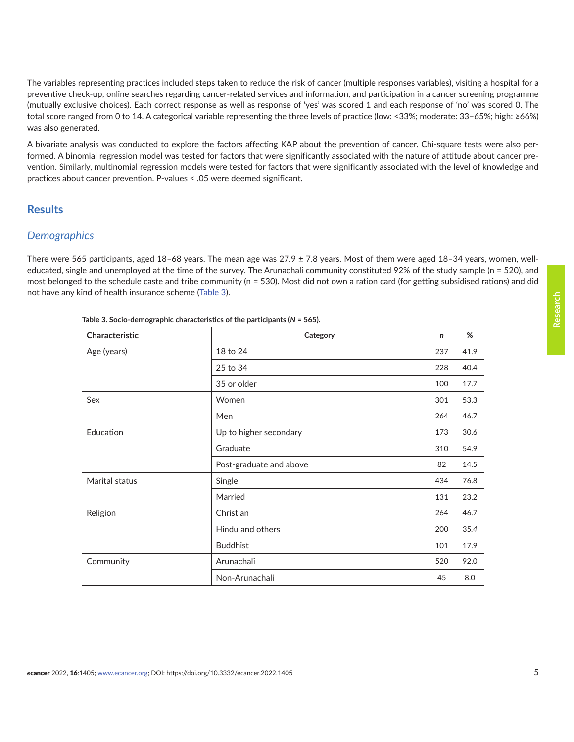The variables representing practices included steps taken to reduce the risk of cancer (multiple responses variables), visiting a hospital for a preventive check-up, online searches regarding cancer-related services and information, and participation in a cancer screening programme (mutually exclusive choices). Each correct response as well as response of 'yes' was scored 1 and each response of 'no' was scored 0. The total score ranged from 0 to 14. A categorical variable representing the three levels of practice (low: <33%; moderate: 33–65%; high: ≥66%) was also generated.

A bivariate analysis was conducted to explore the factors affecting KAP about the prevention of cancer. Chi-square tests were also performed. A binomial regression model was tested for factors that were significantly associated with the nature of attitude about cancer prevention. Similarly, multinomial regression models were tested for factors that were significantly associated with the level of knowledge and practices about cancer prevention. P-values < .05 were deemed significant.

## Results

### *Demographics*

There were 565 participants, aged 18–68 years. The mean age was 27.9 ± 7.8 years. Most of them were aged 18–34 years, women, well-educated, single and unemployed at the time of the survey. The Arunachali community constituted 92% of the study sample (n = 520), and most belonged to the schedule caste and tribe community (n = 530). Most did not own a ration card (for getting subsidised rations) and did not have any kind of health insurance scheme (Table 3).

**Table 3. Socio-demographic characteristics of the participants (*N* = 565).**

| Characteristic | Category | *n* | % |
| --- | --- | --- | --- |
| Age (years) | 18 to 24 | 237 | 41.9 |
| | 25 to 34 | 228 | 40.4 |
| | 35 or older | 100 | 17.7 |
| Sex | Women | 301 | 53.3 |
| | Men | 264 | 46.7 |
| Education | Up to higher secondary | 173 | 30.6 |
| | Graduate | 310 | 54.9 |
| | Post-graduate and above | 82 | 14.5 |
| Marital status | Single | 434 | 76.8 |
| | Married | 131 | 23.2 |
| Religion | Christian | 264 | 46.7 |
| | Hindu and others | 200 | 35.4 |
| | Buddhist | 101 | 17.9 |
| Community | Arunachali | 520 | 92.0 |
| | Non-Arunachali | 45 | 8.0 |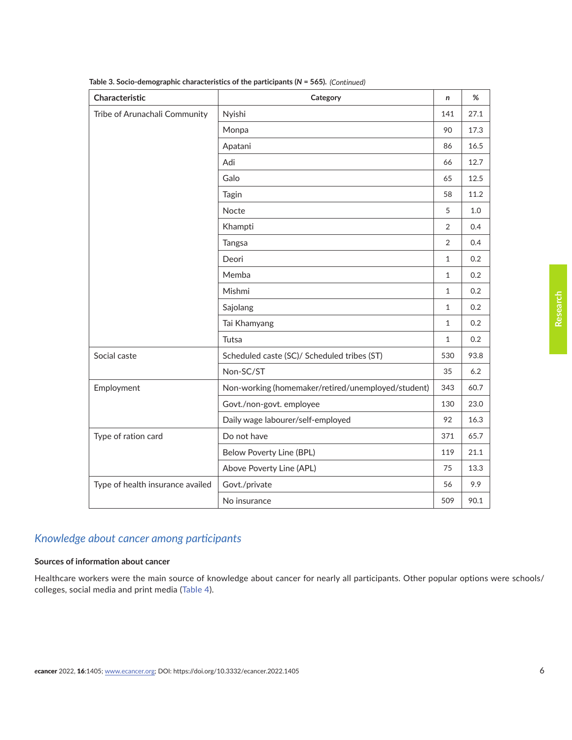**Table 3. Socio-demographic characteristics of the participants (*N* = 565).** *(Continued)*

| Characteristic | Category | *n* | % |
|---|---|---|---|
| Tribe of Arunachali Community | Nyishi | 141 | 27.1 |
| | Monpa | 90 | 17.3 |
| | Apatani | 86 | 16.5 |
| | Adi | 66 | 12.7 |
| | Galo | 65 | 12.5 |
| | Tagin | 58 | 11.2 |
| | Nocte | 5 | 1.0 |
| | Khampti | 2 | 0.4 |
| | Tangsa | 2 | 0.4 |
| | Deori | 1 | 0.2 |
| | Memba | 1 | 0.2 |
| | Mishmi | 1 | 0.2 |
| | Sajolang | 1 | 0.2 |
| | Tai Khamyang | 1 | 0.2 |
| | Tutsa | 1 | 0.2 |
| Social caste | Scheduled caste (SC)/ Scheduled tribes (ST) | 530 | 93.8 |
| | Non-SC/ST | 35 | 6.2 |
| Employment | Non-working (homemaker/retired/unemployed/student) | 343 | 60.7 |
| | Govt./non-govt. employee | 130 | 23.0 |
| | Daily wage labourer/self-employed | 92 | 16.3 |
| Type of ration card | Do not have | 371 | 65.7 |
| | Below Poverty Line (BPL) | 119 | 21.1 |
| | Above Poverty Line (APL) | 75 | 13.3 |
| Type of health insurance availed | Govt./private | 56 | 9.9 |
| | No insurance | 509 | 90.1 |

## *Knowledge about cancer among participants*

### Sources of information about cancer

Healthcare workers were the main source of knowledge about cancer for nearly all participants. Other popular options were schools/colleges, social media and print media (Table 4).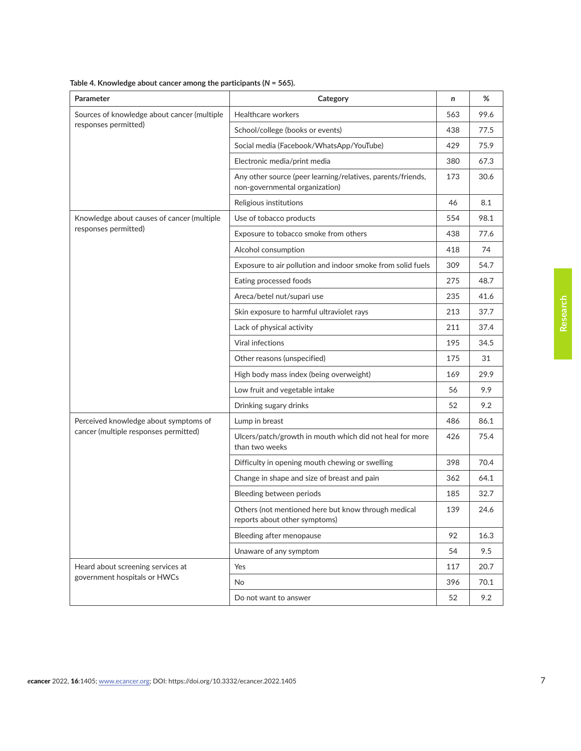**Table 4. Knowledge about cancer among the participants (*N* = 565).**

| Parameter | Category | *n* | % |
|---|---|---|---|
| Sources of knowledge about cancer (multiple responses permitted) | Healthcare workers | 563 | 99.6 |
| | School/college (books or events) | 438 | 77.5 |
| | Social media (Facebook/WhatsApp/YouTube) | 429 | 75.9 |
| | Electronic media/print media | 380 | 67.3 |
| | Any other source (peer learning/relatives, parents/friends, non-governmental organization) | 173 | 30.6 |
| | Religious institutions | 46 | 8.1 |
| Knowledge about causes of cancer (multiple responses permitted) | Use of tobacco products | 554 | 98.1 |
| | Exposure to tobacco smoke from others | 438 | 77.6 |
| | Alcohol consumption | 418 | 74 |
| | Exposure to air pollution and indoor smoke from solid fuels | 309 | 54.7 |
| | Eating processed foods | 275 | 48.7 |
| | Areca/betel nut/supari use | 235 | 41.6 |
| | Skin exposure to harmful ultraviolet rays | 213 | 37.7 |
| | Lack of physical activity | 211 | 37.4 |
| | Viral infections | 195 | 34.5 |
| | Other reasons (unspecified) | 175 | 31 |
| | High body mass index (being overweight) | 169 | 29.9 |
| | Low fruit and vegetable intake | 56 | 9.9 |
| | Drinking sugary drinks | 52 | 9.2 |
| Perceived knowledge about symptoms of cancer (multiple responses permitted) | Lump in breast | 486 | 86.1 |
| | Ulcers/patch/growth in mouth which did not heal for more than two weeks | 426 | 75.4 |
| | Difficulty in opening mouth chewing or swelling | 398 | 70.4 |
| | Change in shape and size of breast and pain | 362 | 64.1 |
| | Bleeding between periods | 185 | 32.7 |
| | Others (not mentioned here but know through medical reports about other symptoms) | 139 | 24.6 |
| | Bleeding after menopause | 92 | 16.3 |
| | Unaware of any symptom | 54 | 9.5 |
| Heard about screening services at government hospitals or HWCs | Yes | 117 | 20.7 |
| | No | 396 | 70.1 |
| | Do not want to answer | 52 | 9.2 |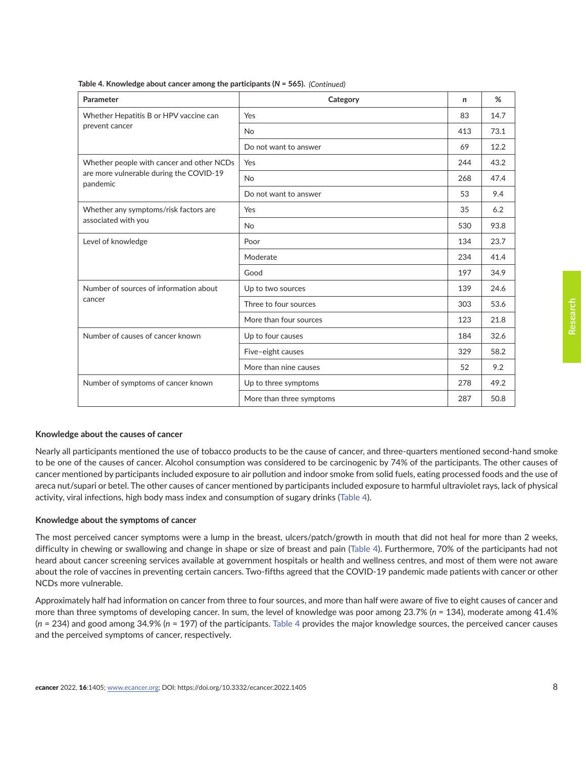**Table 4. Knowledge about cancer among the participants (*N* = 565).** *(Continued)*

| Parameter | Category | *n* | % |
|---|---|---|---|
| Whether Hepatitis B or HPV vaccine can prevent cancer | Yes | 83 | 14.7 |
| | No | 413 | 73.1 |
| | Do not want to answer | 69 | 12.2 |
| Whether people with cancer and other NCDs are more vulnerable during the COVID-19 pandemic | Yes | 244 | 43.2 |
| | No | 268 | 47.4 |
| | Do not want to answer | 53 | 9.4 |
| Whether any symptoms/risk factors are associated with you | Yes | 35 | 6.2 |
| | No | 530 | 93.8 |
| Level of knowledge | Poor | 134 | 23.7 |
| | Moderate | 234 | 41.4 |
| | Good | 197 | 34.9 |
| Number of sources of information about cancer | Up to two sources | 139 | 24.6 |
| | Three to four sources | 303 | 53.6 |
| | More than four sources | 123 | 21.8 |
| Number of causes of cancer known | Up to four causes | 184 | 32.6 |
| | Five–eight causes | 329 | 58.2 |
| | More than nine causes | 52 | 9.2 |
| Number of symptoms of cancer known | Up to three symptoms | 278 | 49.2 |
| | More than three symptoms | 287 | 50.8 |

### Knowledge about the causes of cancer

Nearly all participants mentioned the use of tobacco products to be the cause of cancer, and three-quarters mentioned second-hand smoke to be one of the causes of cancer. Alcohol consumption was considered to be carcinogenic by 74% of the participants. The other causes of cancer mentioned by participants included exposure to air pollution and indoor smoke from solid fuels, eating processed foods and the use of areca nut/supari or betel. The other causes of cancer mentioned by participants included exposure to harmful ultraviolet rays, lack of physical activity, viral infections, high body mass index and consumption of sugary drinks (Table 4).

### Knowledge about the symptoms of cancer

The most perceived cancer symptoms were a lump in the breast, ulcers/patch/growth in mouth that did not heal for more than 2 weeks, difficulty in chewing or swallowing and change in shape or size of breast and pain (Table 4). Furthermore, 70% of the participants had not heard about cancer screening services available at government hospitals or health and wellness centres, and most of them were not aware about the role of vaccines in preventing certain cancers. Two-fifths agreed that the COVID-19 pandemic made patients with cancer or other NCDs more vulnerable.

Approximately half had information on cancer from three to four sources, and more than half were aware of five to eight causes of cancer and more than three symptoms of developing cancer. In sum, the level of knowledge was poor among 23.7% (*n* = 134), moderate among 41.4% (*n* = 234) and good among 34.9% (*n* = 197) of the participants. Table 4 provides the major knowledge sources, the perceived cancer causes and the perceived symptoms of cancer, respectively.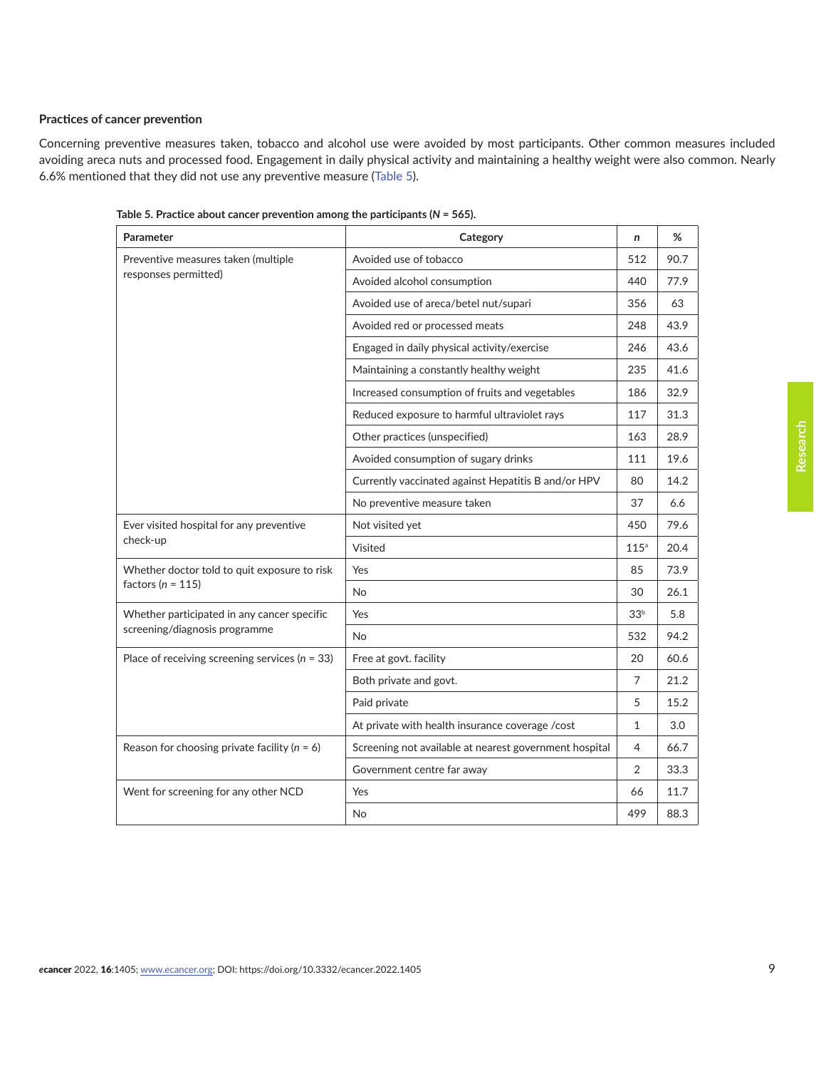### Practices of cancer prevention

Concerning preventive measures taken, tobacco and alcohol use were avoided by most participants. Other common measures included avoiding areca nuts and processed food. Engagement in daily physical activity and maintaining a healthy weight were also common. Nearly 6.6% mentioned that they did not use any preventive measure (Table 5).

**Table 5. Practice about cancer prevention among the participants (*N* = 565).**

| Parameter | Category | *n* | % |
|---|---|---|---|
| Preventive measures taken (multiple responses permitted) | Avoided use of tobacco | 512 | 90.7 |
| | Avoided alcohol consumption | 440 | 77.9 |
| | Avoided use of areca/betel nut/supari | 356 | 63 |
| | Avoided red or processed meats | 248 | 43.9 |
| | Engaged in daily physical activity/exercise | 246 | 43.6 |
| | Maintaining a constantly healthy weight | 235 | 41.6 |
| | Increased consumption of fruits and vegetables | 186 | 32.9 |
| | Reduced exposure to harmful ultraviolet rays | 117 | 31.3 |
| | Other practices (unspecified) | 163 | 28.9 |
| | Avoided consumption of sugary drinks | 111 | 19.6 |
| | Currently vaccinated against Hepatitis B and/or HPV | 80 | 14.2 |
| | No preventive measure taken | 37 | 6.6 |
| Ever visited hospital for any preventive check-up | Not visited yet | 450 | 79.6 |
| | Visited | 115[a] | 20.4 |
| Whether doctor told to quit exposure to risk factors (*n* = 115) | Yes | 85 | 73.9 |
| | No | 30 | 26.1 |
| Whether participated in any cancer specific screening/diagnosis programme | Yes | 33[b] | 5.8 |
| | No | 532 | 94.2 |
| Place of receiving screening services (*n* = 33) | Free at govt. facility | 20 | 60.6 |
| | Both private and govt. | 7 | 21.2 |
| | Paid private | 5 | 15.2 |
| | At private with health insurance coverage /cost | 1 | 3.0 |
| Reason for choosing private facility (*n* = 6) | Screening not available at nearest government hospital | 4 | 66.7 |
| | Government centre far away | 2 | 33.3 |
| Went for screening for any other NCD | Yes | 66 | 11.7 |
| | No | 499 | 88.3 |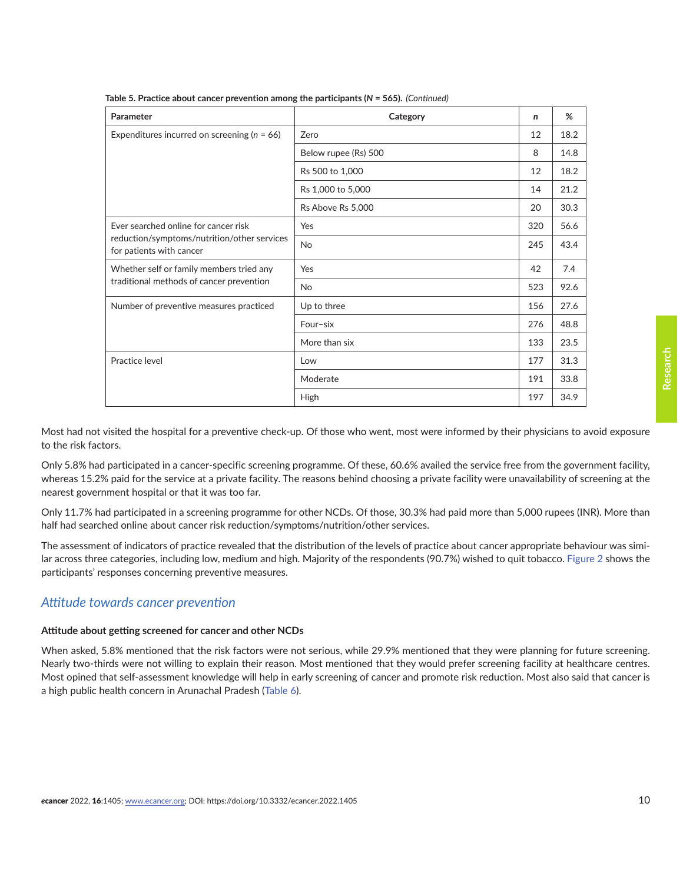**Table 5. Practice about cancer prevention among the participants (*N* = 565).** *(Continued)*

| Parameter | Category | *n* | % |
|---|---|---|---|
| Expenditures incurred on screening (*n* = 66) | Zero | 12 | 18.2 |
| | Below rupee (Rs) 500 | 8 | 14.8 |
| | Rs 500 to 1,000 | 12 | 18.2 |
| | Rs 1,000 to 5,000 | 14 | 21.2 |
| | Rs Above Rs 5,000 | 20 | 30.3 |
| Ever searched online for cancer risk reduction/symptoms/nutrition/other services for patients with cancer | Yes | 320 | 56.6 |
| | No | 245 | 43.4 |
| Whether self or family members tried any traditional methods of cancer prevention | Yes | 42 | 7.4 |
| | No | 523 | 92.6 |
| Number of preventive measures practiced | Up to three | 156 | 27.6 |
| | Four–six | 276 | 48.8 |
| | More than six | 133 | 23.5 |
| Practice level | Low | 177 | 31.3 |
| | Moderate | 191 | 33.8 |
| | High | 197 | 34.9 |

Most had not visited the hospital for a preventive check-up. Of those who went, most were informed by their physicians to avoid exposure to the risk factors.

Only 5.8% had participated in a cancer-specific screening programme. Of these, 60.6% availed the service free from the government facility, whereas 15.2% paid for the service at a private facility. The reasons behind choosing a private facility were unavailability of screening at the nearest government hospital or that it was too far.

Only 11.7% had participated in a screening programme for other NCDs. Of those, 30.3% had paid more than 5,000 rupees (INR). More than half had searched online about cancer risk reduction/symptoms/nutrition/other services.

The assessment of indicators of practice revealed that the distribution of the levels of practice about cancer appropriate behaviour was similar across three categories, including low, medium and high. Majority of the respondents (90.7%) wished to quit tobacco. Figure 2 shows the participants' responses concerning preventive measures.

## *Attitude towards cancer prevention*

**Attitude about getting screened for cancer and other NCDs**

When asked, 5.8% mentioned that the risk factors were not serious, while 29.9% mentioned that they were planning for future screening. Nearly two-thirds were not willing to explain their reason. Most mentioned that they would prefer screening facility at healthcare centres. Most opined that self-assessment knowledge will help in early screening of cancer and promote risk reduction. Most also said that cancer is a high public health concern in Arunachal Pradesh (Table 6).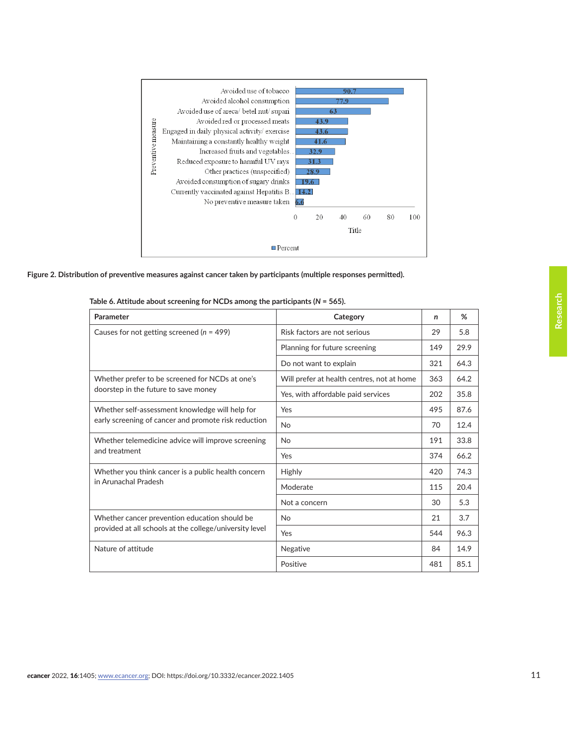Figure 2. Distribution of preventive measures against cancer taken by participants (multiple responses permitted).

Table 6. Attitude about screening for NCDs among the participants (*N* = 565).

| Parameter | Category | *n* | % |
|---|---|---|---|
| Causes for not getting screened (*n* = 499) | Risk factors are not serious | 29 | 5.8 |
| | Planning for future screening | 149 | 29.9 |
| | Do not want to explain | 321 | 64.3 |
| Whether prefer to be screened for NCDs at one's doorstep in the future to save money | Will prefer at health centres, not at home | 363 | 64.2 |
| | Yes, with affordable paid services | 202 | 35.8 |
| Whether self-assessment knowledge will help for early screening of cancer and promote risk reduction | Yes | 495 | 87.6 |
| | No | 70 | 12.4 |
| Whether telemedicine advice will improve screening and treatment | No | 191 | 33.8 |
| | Yes | 374 | 66.2 |
| Whether you think cancer is a public health concern in Arunachal Pradesh | Highly | 420 | 74.3 |
| | Moderate | 115 | 20.4 |
| | Not a concern | 30 | 5.3 |
| Whether cancer prevention education should be provided at all schools at the college/university level | No | 21 | 3.7 |
| | Yes | 544 | 96.3 |
| Nature of attitude | Negative | 84 | 14.9 |
| | Positive | 481 | 85.1 |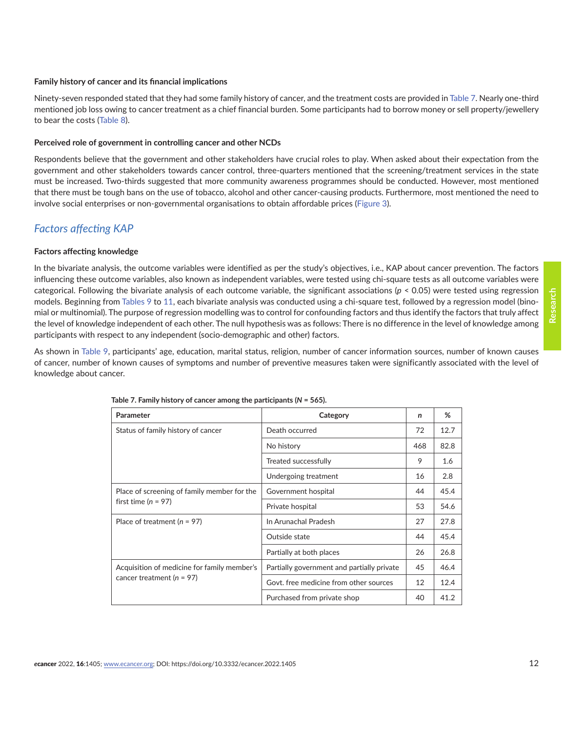#### Family history of cancer and its financial implications

Ninety-seven responded stated that they had some family history of cancer, and the treatment costs are provided in Table 7. Nearly one-third mentioned job loss owing to cancer treatment as a chief financial burden. Some participants had to borrow money or sell property/jewellery to bear the costs (Table 8).

#### Perceived role of government in controlling cancer and other NCDs

Respondents believe that the government and other stakeholders have crucial roles to play. When asked about their expectation from the government and other stakeholders towards cancer control, three-quarters mentioned that the screening/treatment services in the state must be increased. Two-thirds suggested that more community awareness programmes should be conducted. However, most mentioned that there must be tough bans on the use of tobacco, alcohol and other cancer-causing products. Furthermore, most mentioned the need to involve social enterprises or non-governmental organisations to obtain affordable prices (Figure 3).

### *Factors affecting KAP*

#### Factors affecting knowledge

In the bivariate analysis, the outcome variables were identified as per the study's objectives, i.e., KAP about cancer prevention. The factors influencing these outcome variables, also known as independent variables, were tested using chi-square tests as all outcome variables were categorical. Following the bivariate analysis of each outcome variable, the significant associations ($p < 0.05$) were tested using regression models. Beginning from Tables 9 to 11, each bivariate analysis was conducted using a chi-square test, followed by a regression model (binomial or multinomial). The purpose of regression modelling was to control for confounding factors and thus identify the factors that truly affect the level of knowledge independent of each other. The null hypothesis was as follows: There is no difference in the level of knowledge among participants with respect to any independent (socio-demographic and other) factors.

As shown in Table 9, participants' age, education, marital status, religion, number of cancer information sources, number of known causes of cancer, number of known causes of symptoms and number of preventive measures taken were significantly associated with the level of knowledge about cancer.

**Table 7. Family history of cancer among the participants (*N* = 565).**

| Parameter | Category | *n* | % |
|---|---|---|---|
| Status of family history of cancer | Death occurred | 72 | 12.7 |
| | No history | 468 | 82.8 |
| | Treated successfully | 9 | 1.6 |
| | Undergoing treatment | 16 | 2.8 |
| Place of screening of family member for the first time (*n* = 97) | Government hospital | 44 | 45.4 |
| | Private hospital | 53 | 54.6 |
| Place of treatment (*n* = 97) | In Arunachal Pradesh | 27 | 27.8 |
| | Outside state | 44 | 45.4 |
| | Partially at both places | 26 | 26.8 |
| Acquisition of medicine for family member's cancer treatment (*n* = 97) | Partially government and partially private | 45 | 46.4 |
| | Govt. free medicine from other sources | 12 | 12.4 |
| | Purchased from private shop | 40 | 41.2 |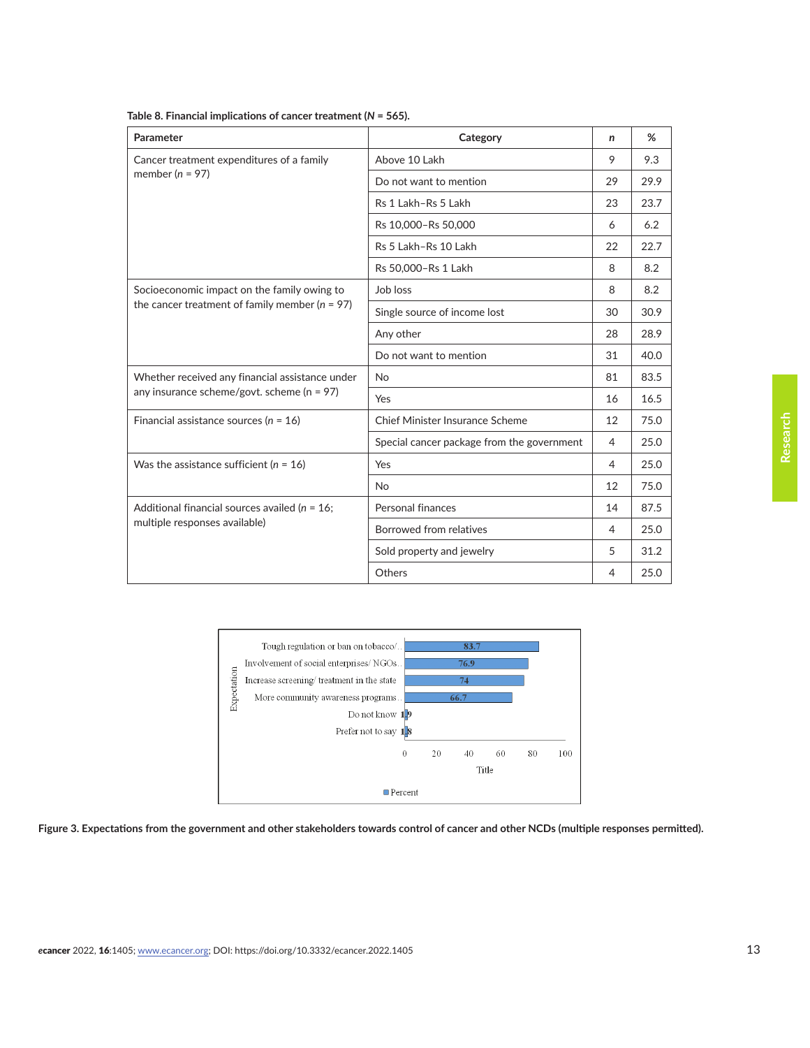**Table 8. Financial implications of cancer treatment (*N* = 565).**

| Parameter | Category | *n* | % |
| --- | --- | --- | --- |
| Cancer treatment expenditures of a family member (*n* = 97) | Above 10 Lakh | 9 | 9.3 |
| | Do not want to mention | 29 | 29.9 |
| | Rs 1 Lakh–Rs 5 Lakh | 23 | 23.7 |
| | Rs 10,000–Rs 50,000 | 6 | 6.2 |
| | Rs 5 Lakh–Rs 10 Lakh | 22 | 22.7 |
| | Rs 50,000–Rs 1 Lakh | 8 | 8.2 |
| Socioeconomic impact on the family owing to the cancer treatment of family member (*n* = 97) | Job loss | 8 | 8.2 |
| | Single source of income lost | 30 | 30.9 |
| | Any other | 28 | 28.9 |
| | Do not want to mention | 31 | 40.0 |
| Whether received any financial assistance under any insurance scheme/govt. scheme (n = 97) | No | 81 | 83.5 |
| | Yes | 16 | 16.5 |
| Financial assistance sources (*n* = 16) | Chief Minister Insurance Scheme | 12 | 75.0 |
| | Special cancer package from the government | 4 | 25.0 |
| Was the assistance sufficient (*n* = 16) | Yes | 4 | 25.0 |
| | No | 12 | 75.0 |
| Additional financial sources availed (*n* = 16; multiple responses available) | Personal finances | 14 | 87.5 |
| | Borrowed from relatives | 4 | 25.0 |
| | Sold property and jewelry | 5 | 31.2 |
| | Others | 4 | 25.0 |

**Figure 3. Expectations from the government and other stakeholders towards control of cancer and other NCDs (multiple responses permitted).**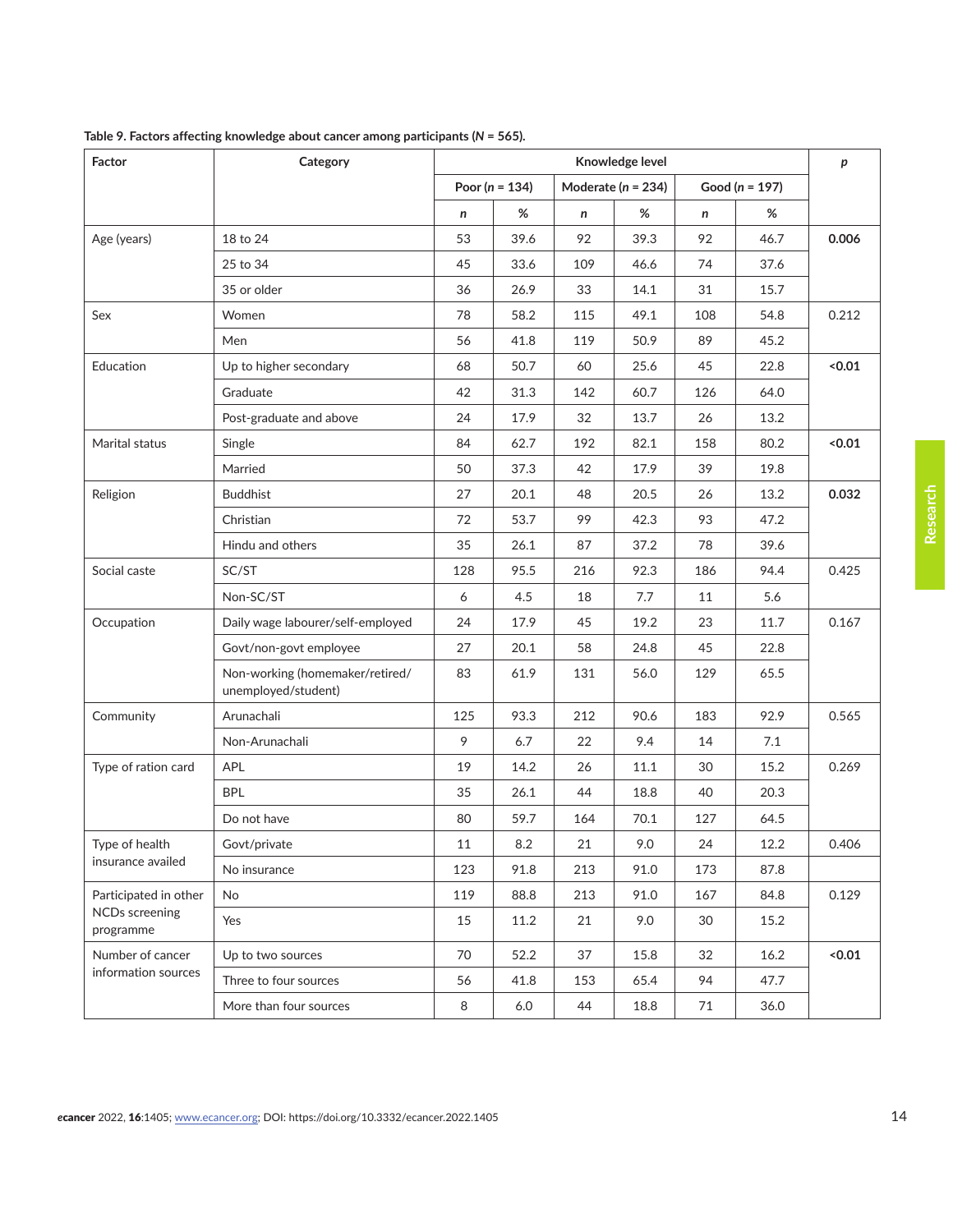**Table 9. Factors affecting knowledge about cancer among participants (*N* = 565).**

| Factor | Category | Knowledge level | | | | | | *p* |
|---|---|---|---|---|---|---|---|---|
| | | Poor (*n* = 134) | | Moderate (*n* = 234) | | Good (*n* = 197) | | |
| | | *n* | % | *n* | % | *n* | % | |
| Age (years) | 18 to 24 | 53 | 39.6 | 92 | 39.3 | 92 | 46.7 | **0.006** |
| | 25 to 34 | 45 | 33.6 | 109 | 46.6 | 74 | 37.6 | |
| | 35 or older | 36 | 26.9 | 33 | 14.1 | 31 | 15.7 | |
| Sex | Women | 78 | 58.2 | 115 | 49.1 | 108 | 54.8 | 0.212 |
| | Men | 56 | 41.8 | 119 | 50.9 | 89 | 45.2 | |
| Education | Up to higher secondary | 68 | 50.7 | 60 | 25.6 | 45 | 22.8 | **<0.01** |
| | Graduate | 42 | 31.3 | 142 | 60.7 | 126 | 64.0 | |
| | Post-graduate and above | 24 | 17.9 | 32 | 13.7 | 26 | 13.2 | |
| Marital status | Single | 84 | 62.7 | 192 | 82.1 | 158 | 80.2 | **<0.01** |
| | Married | 50 | 37.3 | 42 | 17.9 | 39 | 19.8 | |
| Religion | Buddhist | 27 | 20.1 | 48 | 20.5 | 26 | 13.2 | **0.032** |
| | Christian | 72 | 53.7 | 99 | 42.3 | 93 | 47.2 | |
| | Hindu and others | 35 | 26.1 | 87 | 37.2 | 78 | 39.6 | |
| Social caste | SC/ST | 128 | 95.5 | 216 | 92.3 | 186 | 94.4 | 0.425 |
| | Non-SC/ST | 6 | 4.5 | 18 | 7.7 | 11 | 5.6 | |
| Occupation | Daily wage labourer/self-employed | 24 | 17.9 | 45 | 19.2 | 23 | 11.7 | 0.167 |
| | Govt/non-govt employee | 27 | 20.1 | 58 | 24.8 | 45 | 22.8 | |
| | Non-working (homemaker/retired/unemployed/student) | 83 | 61.9 | 131 | 56.0 | 129 | 65.5 | |
| Community | Arunachali | 125 | 93.3 | 212 | 90.6 | 183 | 92.9 | 0.565 |
| | Non-Arunachali | 9 | 6.7 | 22 | 9.4 | 14 | 7.1 | |
| Type of ration card | APL | 19 | 14.2 | 26 | 11.1 | 30 | 15.2 | 0.269 |
| | BPL | 35 | 26.1 | 44 | 18.8 | 40 | 20.3 | |
| | Do not have | 80 | 59.7 | 164 | 70.1 | 127 | 64.5 | |
| Type of health insurance availed | Govt/private | 11 | 8.2 | 21 | 9.0 | 24 | 12.2 | 0.406 |
| | No insurance | 123 | 91.8 | 213 | 91.0 | 173 | 87.8 | |
| Participated in other NCDs screening programme | No | 119 | 88.8 | 213 | 91.0 | 167 | 84.8 | 0.129 |
| | Yes | 15 | 11.2 | 21 | 9.0 | 30 | 15.2 | |
| Number of cancer information sources | Up to two sources | 70 | 52.2 | 37 | 15.8 | 32 | 16.2 | **<0.01** |
| | Three to four sources | 56 | 41.8 | 153 | 65.4 | 94 | 47.7 | |
| | More than four sources | 8 | 6.0 | 44 | 18.8 | 71 | 36.0 | |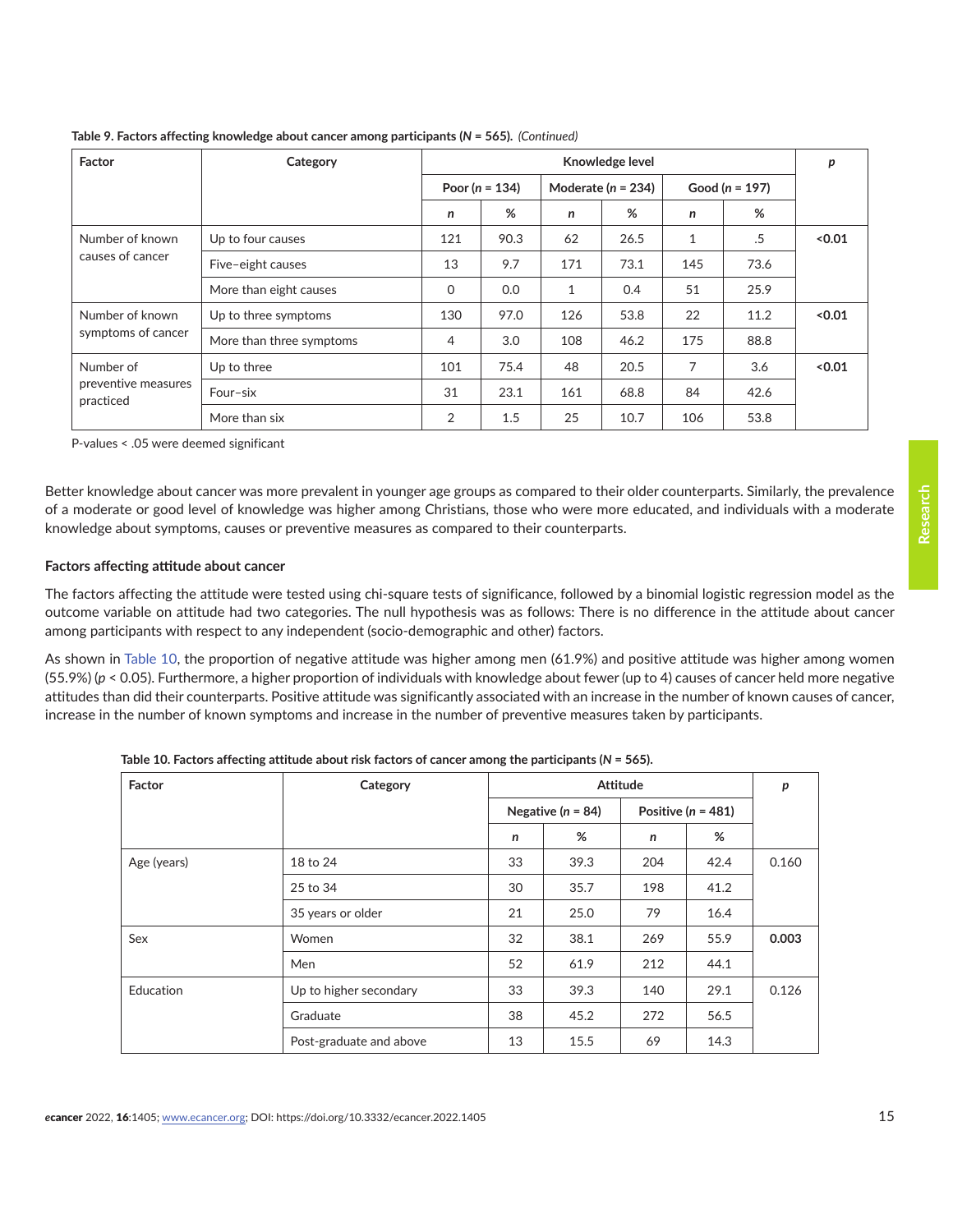**Table 9. Factors affecting knowledge about cancer among participants (*N* = 565).** *(Continued)*

| Factor | Category | Knowledge level | | | | | | *p* |
|---|---|---|---|---|---|---|---|---|
| | | Poor (*n* = 134) | | Moderate (*n* = 234) | | Good (*n* = 197) | | |
| | | *n* | % | *n* | % | *n* | % | |
| Number of known causes of cancer | Up to four causes | 121 | 90.3 | 62 | 26.5 | 1 | .5 | **<0.01** |
| | Five–eight causes | 13 | 9.7 | 171 | 73.1 | 145 | 73.6 | |
| | More than eight causes | 0 | 0.0 | 1 | 0.4 | 51 | 25.9 | |
| Number of known symptoms of cancer | Up to three symptoms | 130 | 97.0 | 126 | 53.8 | 22 | 11.2 | **<0.01** |
| | More than three symptoms | 4 | 3.0 | 108 | 46.2 | 175 | 88.8 | |
| Number of preventive measures practiced | Up to three | 101 | 75.4 | 48 | 20.5 | 7 | 3.6 | **<0.01** |
| | Four–six | 31 | 23.1 | 161 | 68.8 | 84 | 42.6 | |
| | More than six | 2 | 1.5 | 25 | 10.7 | 106 | 53.8 | |

P-values < .05 were deemed significant

Better knowledge about cancer was more prevalent in younger age groups as compared to their older counterparts. Similarly, the prevalence of a moderate or good level of knowledge was higher among Christians, those who were more educated, and individuals with a moderate knowledge about symptoms, causes or preventive measures as compared to their counterparts.

### Factors affecting attitude about cancer

The factors affecting the attitude were tested using chi-square tests of significance, followed by a binomial logistic regression model as the outcome variable on attitude had two categories. The null hypothesis was as follows: There is no difference in the attitude about cancer among participants with respect to any independent (socio-demographic and other) factors.

As shown in Table 10, the proportion of negative attitude was higher among men (61.9%) and positive attitude was higher among women (55.9%) ($p < 0.05$). Furthermore, a higher proportion of individuals with knowledge about fewer (up to 4) causes of cancer held more negative attitudes than did their counterparts. Positive attitude was significantly associated with an increase in the number of known causes of cancer, increase in the number of known symptoms and increase in the number of preventive measures taken by participants.

**Table 10. Factors affecting attitude about risk factors of cancer among the participants (*N* = 565).**

| Factor | Category | Attitude | | | | *p* |
|---|---|---|---|---|---|---|
| | | Negative (*n* = 84) | | Positive (*n* = 481) | | |
| | | *n* | % | *n* | % | |
| Age (years) | 18 to 24 | 33 | 39.3 | 204 | 42.4 | 0.160 |
| | 25 to 34 | 30 | 35.7 | 198 | 41.2 | |
| | 35 years or older | 21 | 25.0 | 79 | 16.4 | |
| Sex | Women | 32 | 38.1 | 269 | 55.9 | **0.003** |
| | Men | 52 | 61.9 | 212 | 44.1 | |
| Education | Up to higher secondary | 33 | 39.3 | 140 | 29.1 | 0.126 |
| | Graduate | 38 | 45.2 | 272 | 56.5 | |
| | Post-graduate and above | 13 | 15.5 | 69 | 14.3 | |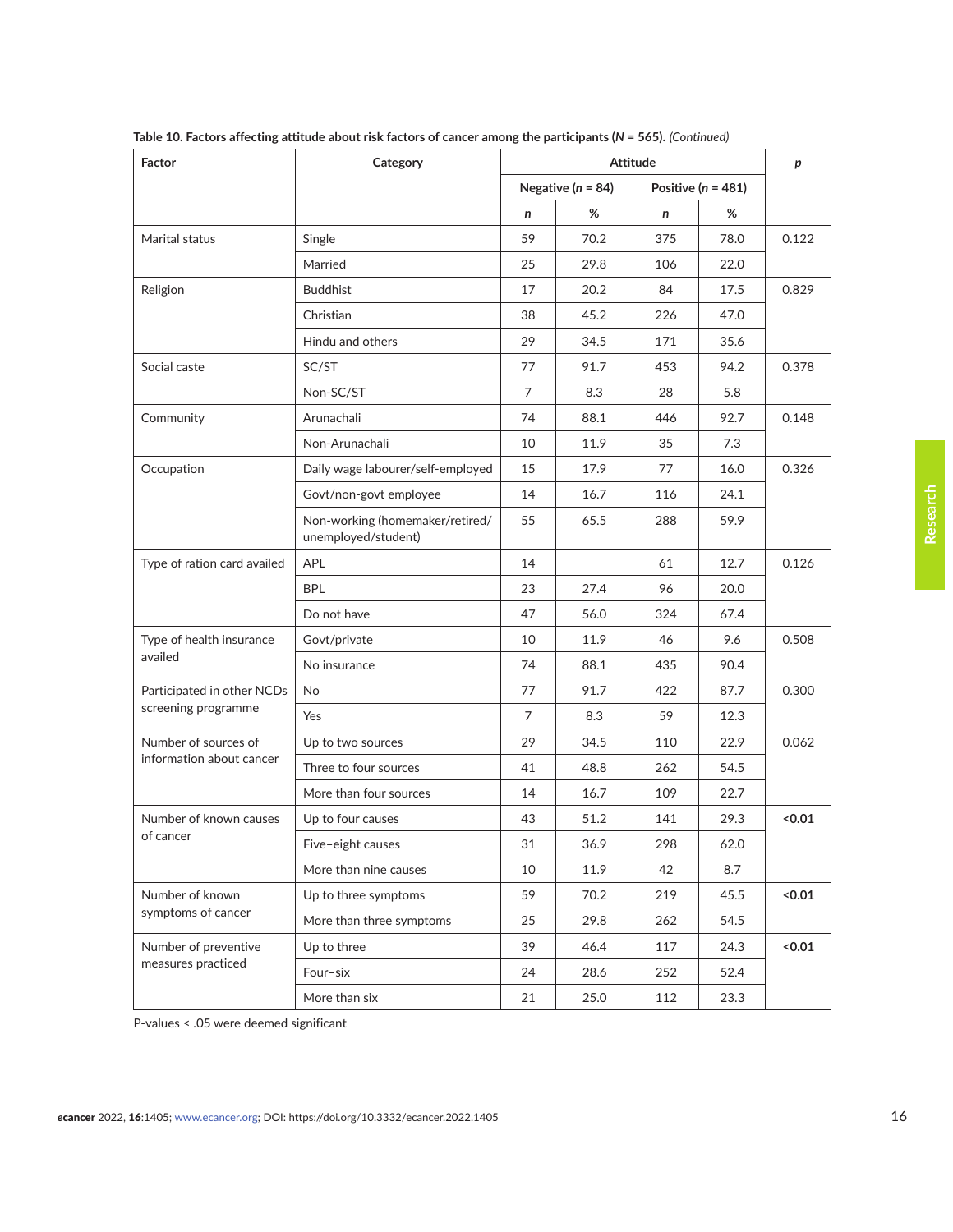**Table 10. Factors affecting attitude about risk factors of cancer among the participants ($N$ = 565).** *(Continued)*

| Factor | Category | Attitude | | | | $p$ |
|---|---|---|---|---|---|---|
| | | Negative ($n$ = 84) | | Positive ($n$ = 481) | | |
| | | $n$ | % | $n$ | % | |
| Marital status | Single | 59 | 70.2 | 375 | 78.0 | 0.122 |
| | Married | 25 | 29.8 | 106 | 22.0 | |
| Religion | Buddhist | 17 | 20.2 | 84 | 17.5 | 0.829 |
| | Christian | 38 | 45.2 | 226 | 47.0 | |
| | Hindu and others | 29 | 34.5 | 171 | 35.6 | |
| Social caste | SC/ST | 77 | 91.7 | 453 | 94.2 | 0.378 |
| | Non-SC/ST | 7 | 8.3 | 28 | 5.8 | |
| Community | Arunachali | 74 | 88.1 | 446 | 92.7 | 0.148 |
| | Non-Arunachali | 10 | 11.9 | 35 | 7.3 | |
| Occupation | Daily wage labourer/self-employed | 15 | 17.9 | 77 | 16.0 | 0.326 |
| | Govt/non-govt employee | 14 | 16.7 | 116 | 24.1 | |
| | Non-working (homemaker/retired/unemployed/student) | 55 | 65.5 | 288 | 59.9 | |
| Type of ration card availed | APL | 14 | | 61 | 12.7 | 0.126 |
| | BPL | 23 | 27.4 | 96 | 20.0 | |
| | Do not have | 47 | 56.0 | 324 | 67.4 | |
| Type of health insurance availed | Govt/private | 10 | 11.9 | 46 | 9.6 | 0.508 |
| | No insurance | 74 | 88.1 | 435 | 90.4 | |
| Participated in other NCDs screening programme | No | 77 | 91.7 | 422 | 87.7 | 0.300 |
| | Yes | 7 | 8.3 | 59 | 12.3 | |
| Number of sources of information about cancer | Up to two sources | 29 | 34.5 | 110 | 22.9 | 0.062 |
| | Three to four sources | 41 | 48.8 | 262 | 54.5 | |
| | More than four sources | 14 | 16.7 | 109 | 22.7 | |
| Number of known causes of cancer | Up to four causes | 43 | 51.2 | 141 | 29.3 | **<0.01** |
| | Five–eight causes | 31 | 36.9 | 298 | 62.0 | |
| | More than nine causes | 10 | 11.9 | 42 | 8.7 | |
| Number of known symptoms of cancer | Up to three symptoms | 59 | 70.2 | 219 | 45.5 | **<0.01** |
| | More than three symptoms | 25 | 29.8 | 262 | 54.5 | |
| Number of preventive measures practiced | Up to three | 39 | 46.4 | 117 | 24.3 | **<0.01** |
| | Four–six | 24 | 28.6 | 252 | 52.4 | |
| | More than six | 21 | 25.0 | 112 | 23.3 | |

P-values < .05 were deemed significant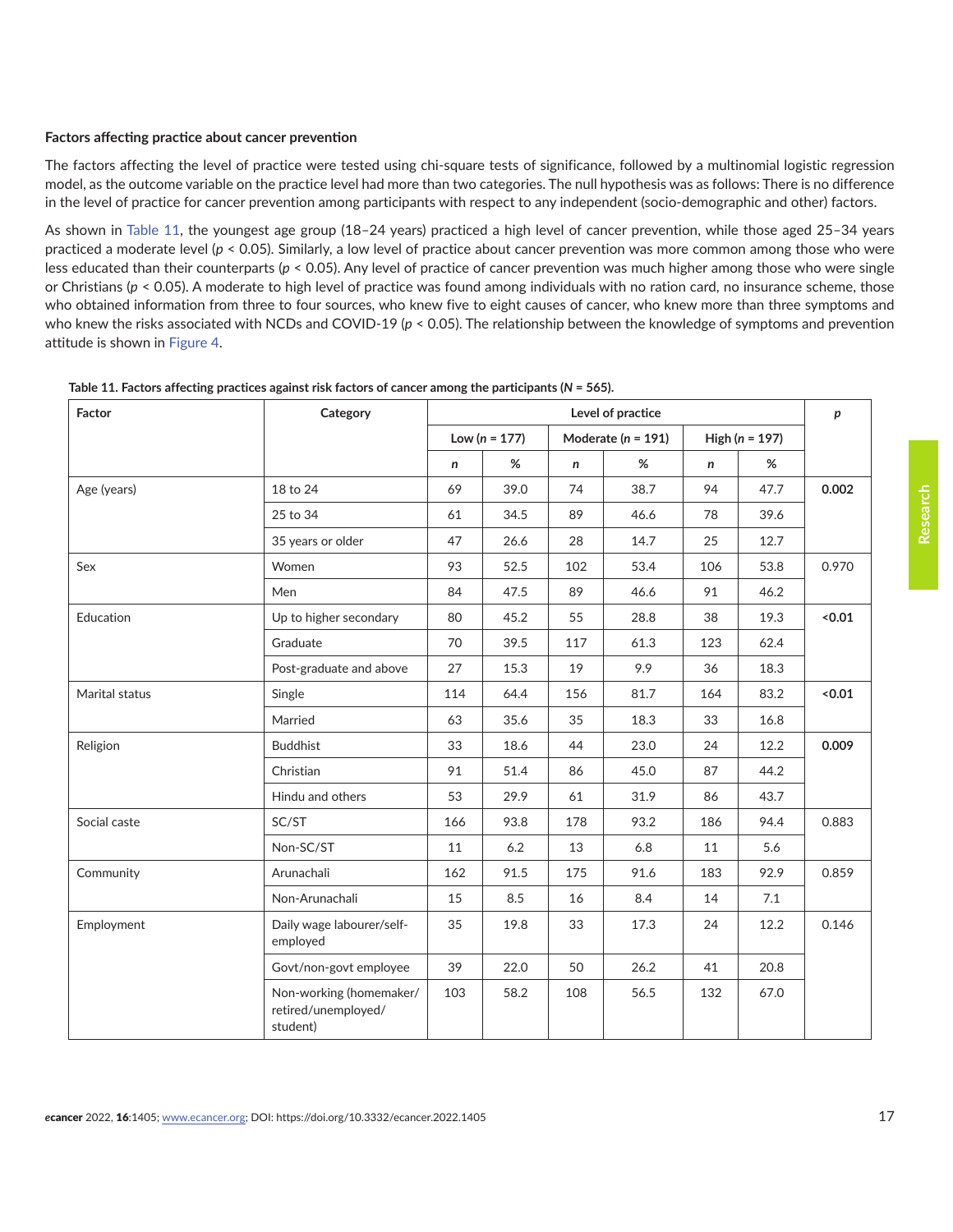### Factors affecting practice about cancer prevention

The factors affecting the level of practice were tested using chi-square tests of significance, followed by a multinomial logistic regression model, as the outcome variable on the practice level had more than two categories. The null hypothesis was as follows: There is no difference in the level of practice for cancer prevention among participants with respect to any independent (socio-demographic and other) factors.

As shown in Table 11, the youngest age group (18–24 years) practiced a high level of cancer prevention, while those aged 25–34 years practiced a moderate level ($p < 0.05$). Similarly, a low level of practice about cancer prevention was more common among those who were less educated than their counterparts ($p < 0.05$). Any level of practice of cancer prevention was much higher among those who were single or Christians ($p < 0.05$). A moderate to high level of practice was found among individuals with no ration card, no insurance scheme, those who obtained information from three to four sources, who knew five to eight causes of cancer, who knew more than three symptoms and who knew the risks associated with NCDs and COVID-19 ($p < 0.05$). The relationship between the knowledge of symptoms and prevention attitude is shown in Figure 4.

**Table 11. Factors affecting practices against risk factors of cancer among the participants (*N* = 565).**

| Factor | Category | Level of practice | | | | | | *p* |
|---|---|---|---|---|---|---|---|---|
| | | Low (*n* = 177) | | Moderate (*n* = 191) | | High (*n* = 197) | | |
| | | *n* | % | *n* | % | *n* | % | |
| Age (years) | 18 to 24 | 69 | 39.0 | 74 | 38.7 | 94 | 47.7 | **0.002** |
| | 25 to 34 | 61 | 34.5 | 89 | 46.6 | 78 | 39.6 | |
| | 35 years or older | 47 | 26.6 | 28 | 14.7 | 25 | 12.7 | |
| Sex | Women | 93 | 52.5 | 102 | 53.4 | 106 | 53.8 | 0.970 |
| | Men | 84 | 47.5 | 89 | 46.6 | 91 | 46.2 | |
| Education | Up to higher secondary | 80 | 45.2 | 55 | 28.8 | 38 | 19.3 | **<0.01** |
| | Graduate | 70 | 39.5 | 117 | 61.3 | 123 | 62.4 | |
| | Post-graduate and above | 27 | 15.3 | 19 | 9.9 | 36 | 18.3 | |
| Marital status | Single | 114 | 64.4 | 156 | 81.7 | 164 | 83.2 | **<0.01** |
| | Married | 63 | 35.6 | 35 | 18.3 | 33 | 16.8 | |
| Religion | Buddhist | 33 | 18.6 | 44 | 23.0 | 24 | 12.2 | **0.009** |
| | Christian | 91 | 51.4 | 86 | 45.0 | 87 | 44.2 | |
| | Hindu and others | 53 | 29.9 | 61 | 31.9 | 86 | 43.7 | |
| Social caste | SC/ST | 166 | 93.8 | 178 | 93.2 | 186 | 94.4 | 0.883 |
| | Non-SC/ST | 11 | 6.2 | 13 | 6.8 | 11 | 5.6 | |
| Community | Arunachali | 162 | 91.5 | 175 | 91.6 | 183 | 92.9 | 0.859 |
| | Non-Arunachali | 15 | 8.5 | 16 | 8.4 | 14 | 7.1 | |
| Employment | Daily wage labourer/self-employed | 35 | 19.8 | 33 | 17.3 | 24 | 12.2 | 0.146 |
| | Govt/non-govt employee | 39 | 22.0 | 50 | 26.2 | 41 | 20.8 | |
| | Non-working (homemaker/retired/unemployed/student) | 103 | 58.2 | 108 | 56.5 | 132 | 67.0 | |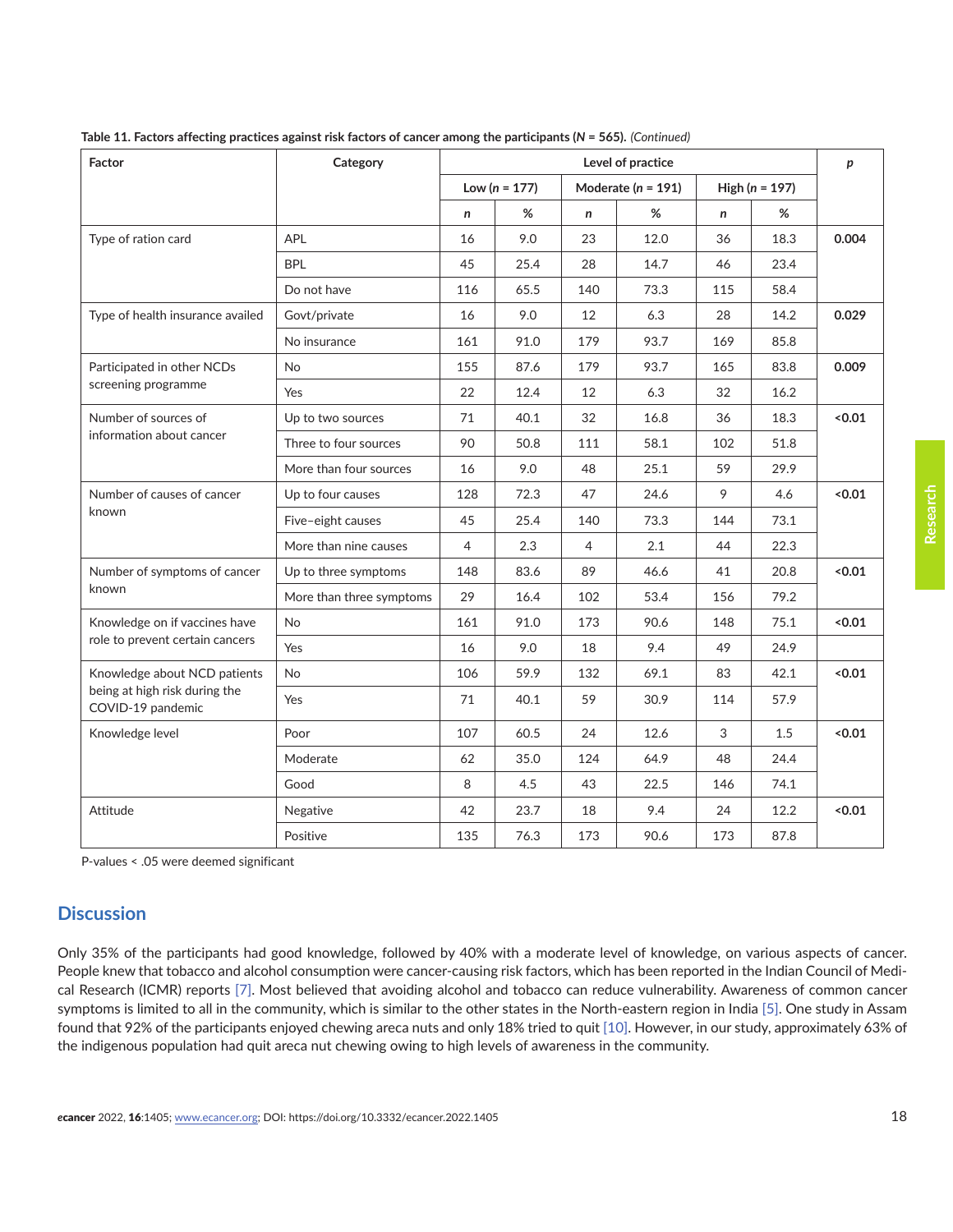**Table 11. Factors affecting practices against risk factors of cancer among the participants (*N* = 565).** *(Continued)*

| Factor | Category | Level of practice | | | | | | *p* |
|---|---|---|---|---|---|---|---|---|
| | | Low (*n* = 177) | | Moderate (*n* = 191) | | High (*n* = 197) | | |
| | | *n* | % | *n* | % | *n* | % | |
| Type of ration card | APL | 16 | 9.0 | 23 | 12.0 | 36 | 18.3 | **0.004** |
| | BPL | 45 | 25.4 | 28 | 14.7 | 46 | 23.4 | |
| | Do not have | 116 | 65.5 | 140 | 73.3 | 115 | 58.4 | |
| Type of health insurance availed | Govt/private | 16 | 9.0 | 12 | 6.3 | 28 | 14.2 | **0.029** |
| | No insurance | 161 | 91.0 | 179 | 93.7 | 169 | 85.8 | |
| Participated in other NCDs screening programme | No | 155 | 87.6 | 179 | 93.7 | 165 | 83.8 | **0.009** |
| | Yes | 22 | 12.4 | 12 | 6.3 | 32 | 16.2 | |
| Number of sources of information about cancer | Up to two sources | 71 | 40.1 | 32 | 16.8 | 36 | 18.3 | **<0.01** |
| | Three to four sources | 90 | 50.8 | 111 | 58.1 | 102 | 51.8 | |
| | More than four sources | 16 | 9.0 | 48 | 25.1 | 59 | 29.9 | |
| Number of causes of cancer known | Up to four causes | 128 | 72.3 | 47 | 24.6 | 9 | 4.6 | **<0.01** |
| | Five–eight causes | 45 | 25.4 | 140 | 73.3 | 144 | 73.1 | |
| | More than nine causes | 4 | 2.3 | 4 | 2.1 | 44 | 22.3 | |
| Number of symptoms of cancer known | Up to three symptoms | 148 | 83.6 | 89 | 46.6 | 41 | 20.8 | **<0.01** |
| | More than three symptoms | 29 | 16.4 | 102 | 53.4 | 156 | 79.2 | |
| Knowledge on if vaccines have role to prevent certain cancers | No | 161 | 91.0 | 173 | 90.6 | 148 | 75.1 | **<0.01** |
| | Yes | 16 | 9.0 | 18 | 9.4 | 49 | 24.9 | |
| Knowledge about NCD patients being at high risk during the COVID-19 pandemic | No | 106 | 59.9 | 132 | 69.1 | 83 | 42.1 | **<0.01** |
| | Yes | 71 | 40.1 | 59 | 30.9 | 114 | 57.9 | |
| Knowledge level | Poor | 107 | 60.5 | 24 | 12.6 | 3 | 1.5 | **<0.01** |
| | Moderate | 62 | 35.0 | 124 | 64.9 | 48 | 24.4 | |
| | Good | 8 | 4.5 | 43 | 22.5 | 146 | 74.1 | |
| Attitude | Negative | 42 | 23.7 | 18 | 9.4 | 24 | 12.2 | **<0.01** |
| | Positive | 135 | 76.3 | 173 | 90.6 | 173 | 87.8 | |

P-values < .05 were deemed significant

## Discussion

Only 35% of the participants had good knowledge, followed by 40% with a moderate level of knowledge, on various aspects of cancer. People knew that tobacco and alcohol consumption were cancer-causing risk factors, which has been reported in the Indian Council of Medical Research (ICMR) reports [7]. Most believed that avoiding alcohol and tobacco can reduce vulnerability. Awareness of common cancer symptoms is limited to all in the community, which is similar to the other states in the North-eastern region in India [5]. One study in Assam found that 92% of the participants enjoyed chewing areca nuts and only 18% tried to quit [10]. However, in our study, approximately 63% of the indigenous population had quit areca nut chewing owing to high levels of awareness in the community.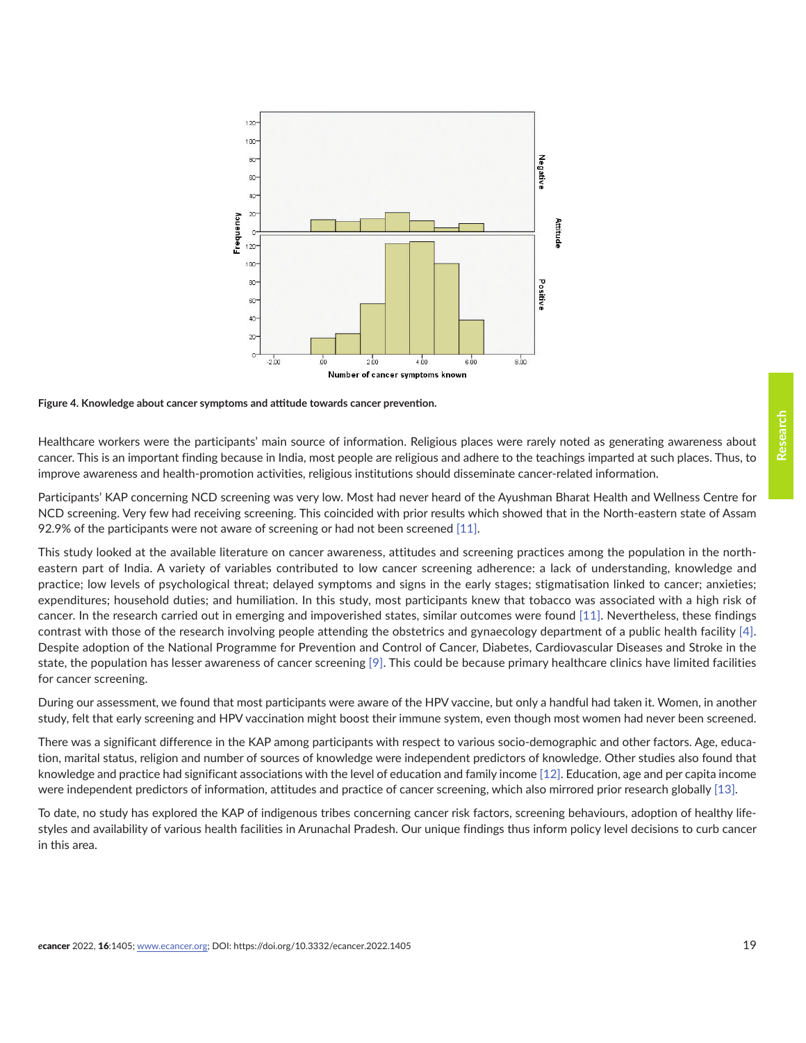Figure 4. Knowledge about cancer symptoms and attitude towards cancer prevention.

Healthcare workers were the participants' main source of information. Religious places were rarely noted as generating awareness about cancer. This is an important finding because in India, most people are religious and adhere to the teachings imparted at such places. Thus, to improve awareness and health-promotion activities, religious institutions should disseminate cancer-related information.

Participants' KAP concerning NCD screening was very low. Most had never heard of the Ayushman Bharat Health and Wellness Centre for NCD screening. Very few had receiving screening. This coincided with prior results which showed that in the North-eastern state of Assam 92.9% of the participants were not aware of screening or had not been screened [11].

This study looked at the available literature on cancer awareness, attitudes and screening practices among the population in the north-eastern part of India. A variety of variables contributed to low cancer screening adherence: a lack of understanding, knowledge and practice; low levels of psychological threat; delayed symptoms and signs in the early stages; stigmatisation linked to cancer; anxieties; expenditures; household duties; and humiliation. In this study, most participants knew that tobacco was associated with a high risk of cancer. In the research carried out in emerging and impoverished states, similar outcomes were found [11]. Nevertheless, these findings contrast with those of the research involving people attending the obstetrics and gynaecology department of a public health facility [4]. Despite adoption of the National Programme for Prevention and Control of Cancer, Diabetes, Cardiovascular Diseases and Stroke in the state, the population has lesser awareness of cancer screening [9]. This could be because primary healthcare clinics have limited facilities for cancer screening.

During our assessment, we found that most participants were aware of the HPV vaccine, but only a handful had taken it. Women, in another study, felt that early screening and HPV vaccination might boost their immune system, even though most women had never been screened.

There was a significant difference in the KAP among participants with respect to various socio-demographic and other factors. Age, education, marital status, religion and number of sources of knowledge were independent predictors of knowledge. Other studies also found that knowledge and practice had significant associations with the level of education and family income [12]. Education, age and per capita income were independent predictors of information, attitudes and practice of cancer screening, which also mirrored prior research globally [13].

To date, no study has explored the KAP of indigenous tribes concerning cancer risk factors, screening behaviours, adoption of healthy lifestyles and availability of various health facilities in Arunachal Pradesh. Our unique findings thus inform policy level decisions to curb cancer in this area.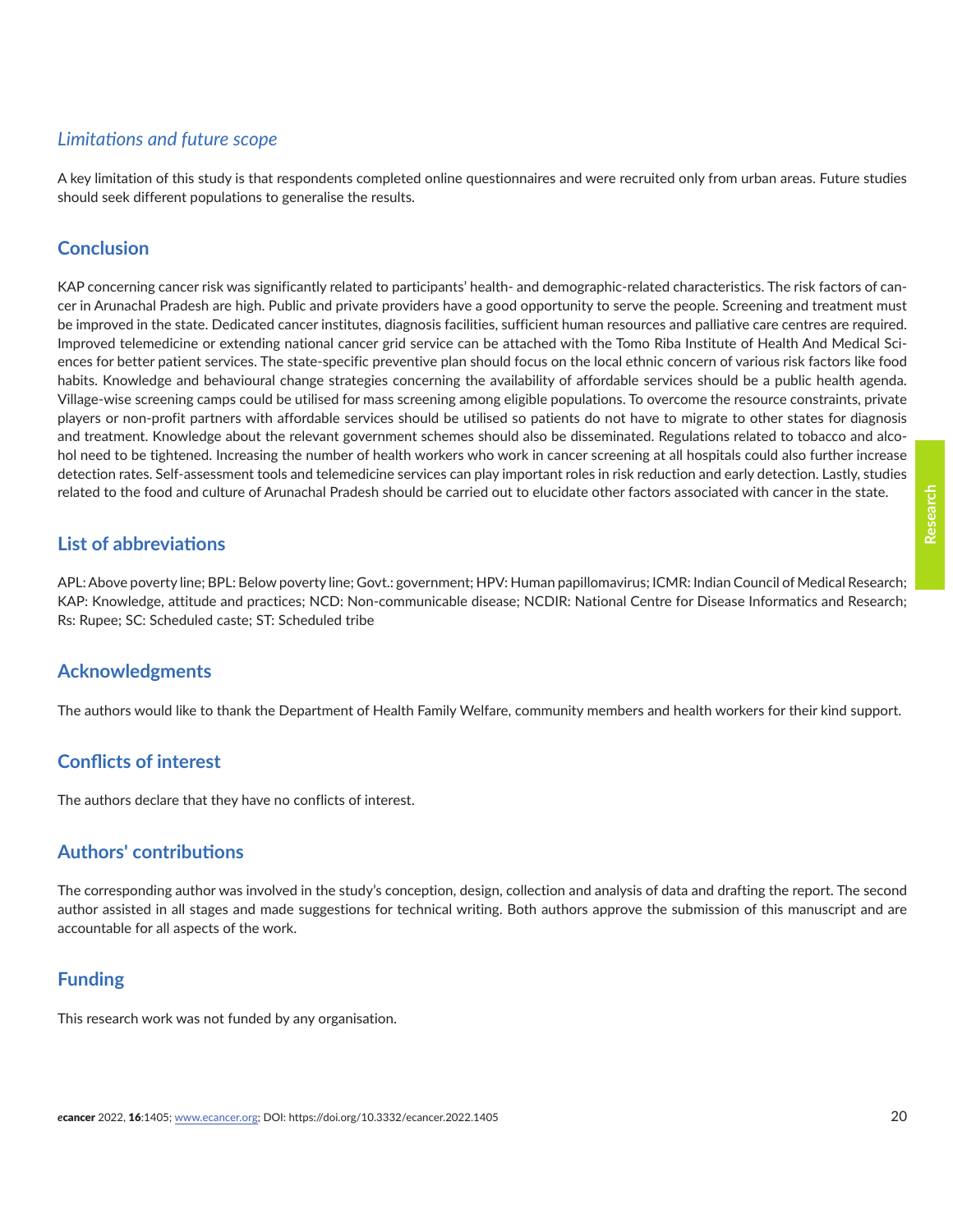### *Limitations and future scope*

A key limitation of this study is that respondents completed online questionnaires and were recruited only from urban areas. Future studies should seek different populations to generalise the results.

## Conclusion

KAP concerning cancer risk was significantly related to participants' health- and demographic-related characteristics. The risk factors of cancer in Arunachal Pradesh are high. Public and private providers have a good opportunity to serve the people. Screening and treatment must be improved in the state. Dedicated cancer institutes, diagnosis facilities, sufficient human resources and palliative care centres are required. Improved telemedicine or extending national cancer grid service can be attached with the Tomo Riba Institute of Health And Medical Sciences for better patient services. The state-specific preventive plan should focus on the local ethnic concern of various risk factors like food habits. Knowledge and behavioural change strategies concerning the availability of affordable services should be a public health agenda. Village-wise screening camps could be utilised for mass screening among eligible populations. To overcome the resource constraints, private players or non-profit partners with affordable services should be utilised so patients do not have to migrate to other states for diagnosis and treatment. Knowledge about the relevant government schemes should also be disseminated. Regulations related to tobacco and alcohol need to be tightened. Increasing the number of health workers who work in cancer screening at all hospitals could also further increase detection rates. Self-assessment tools and telemedicine services can play important roles in risk reduction and early detection. Lastly, studies related to the food and culture of Arunachal Pradesh should be carried out to elucidate other factors associated with cancer in the state.

## List of abbreviations

APL: Above poverty line; BPL: Below poverty line; Govt.: government; HPV: Human papillomavirus; ICMR: Indian Council of Medical Research; KAP: Knowledge, attitude and practices; NCD: Non-communicable disease; NCDIR: National Centre for Disease Informatics and Research; Rs: Rupee; SC: Scheduled caste; ST: Scheduled tribe

## Acknowledgments

The authors would like to thank the Department of Health Family Welfare, community members and health workers for their kind support.

## Conflicts of interest

The authors declare that they have no conflicts of interest.

## Authors' contributions

The corresponding author was involved in the study's conception, design, collection and analysis of data and drafting the report. The second author assisted in all stages and made suggestions for technical writing. Both authors approve the submission of this manuscript and are accountable for all aspects of the work.

## Funding

This research work was not funded by any organisation.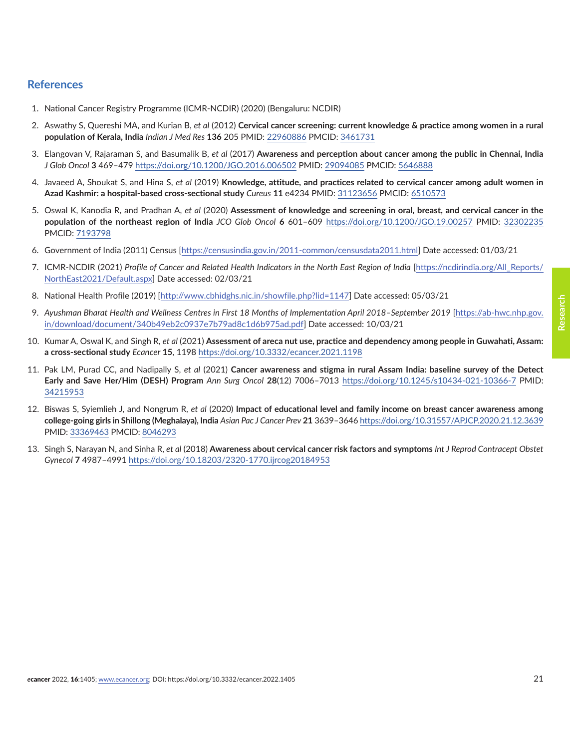## References

1. National Cancer Registry Programme (ICMR-NCDIR) (2020) (Bengaluru: NCDIR)
2. Aswathy S, Quereshi MA, and Kurian B, *et al* (2012) **Cervical cancer screening: current knowledge & practice among women in a rural population of Kerala, India** *Indian J Med Res* **136** 205 PMID: 22960886 PMCID: 3461731
3. Elangovan V, Rajaraman S, and Basumalik B, *et al* (2017) **Awareness and perception about cancer among the public in Chennai, India** *J Glob Oncol* **3** 469–479 https://doi.org/10.1200/JGO.2016.006502 PMID: 29094085 PMCID: 5646888
4. Javaeed A, Shoukat S, and Hina S, *et al* (2019) **Knowledge, attitude, and practices related to cervical cancer among adult women in Azad Kashmir: a hospital-based cross-sectional study** *Cureus* **11** e4234 PMID: 31123656 PMCID: 6510573
5. Oswal K, Kanodia R, and Pradhan A, *et al* (2020) **Assessment of knowledge and screening in oral, breast, and cervical cancer in the population of the northeast region of India** *JCO Glob Oncol* **6** 601–609 https://doi.org/10.1200/JGO.19.00257 PMID: 32302235 PMCID: 7193798
6. Government of India (2011) Census [https://censusindia.gov.in/2011-common/censusdata2011.html] Date accessed: 01/03/21
7. ICMR-NCDIR (2021) *Profile of Cancer and Related Health Indicators in the North East Region of India* [https://ncdirindia.org/All_Reports/NorthEast2021/Default.aspx] Date accessed: 02/03/21
8. National Health Profile (2019) [http://www.cbhidghs.nic.in/showfile.php?lid=1147] Date accessed: 05/03/21
9. *Ayushman Bharat Health and Wellness Centres in First 18 Months of Implementation April 2018–September 2019* [https://ab-hwc.nhp.gov.in/download/document/340b49eb2c0937e7b79ad8c1d6b975ad.pdf] Date accessed: 10/03/21
10. Kumar A, Oswal K, and Singh R, *et al* (2021) **Assessment of areca nut use, practice and dependency among people in Guwahati, Assam: a cross-sectional study** *Ecancer* **15**, 1198 https://doi.org/10.3332/ecancer.2021.1198
11. Pak LM, Purad CC, and Nadipally S, *et al* (2021) **Cancer awareness and stigma in rural Assam India: baseline survey of the Detect Early and Save Her/Him (DESH) Program** *Ann Surg Oncol* **28**(12) 7006–7013 https://doi.org/10.1245/s10434-021-10366-7 PMID: 34215953
12. Biswas S, Syiemlieh J, and Nongrum R, *et al* (2020) **Impact of educational level and family income on breast cancer awareness among college-going girls in Shillong (Meghalaya), India** *Asian Pac J Cancer Prev* **21** 3639–3646 https://doi.org/10.31557/APJCP.2020.21.12.3639 PMID: 33369463 PMCID: 8046293
13. Singh S, Narayan N, and Sinha R, *et al* (2018) **Awareness about cervical cancer risk factors and symptoms** *Int J Reprod Contracept Obstet Gynecol* **7** 4987–4991 https://doi.org/10.18203/2320-1770.ijrcog20184953